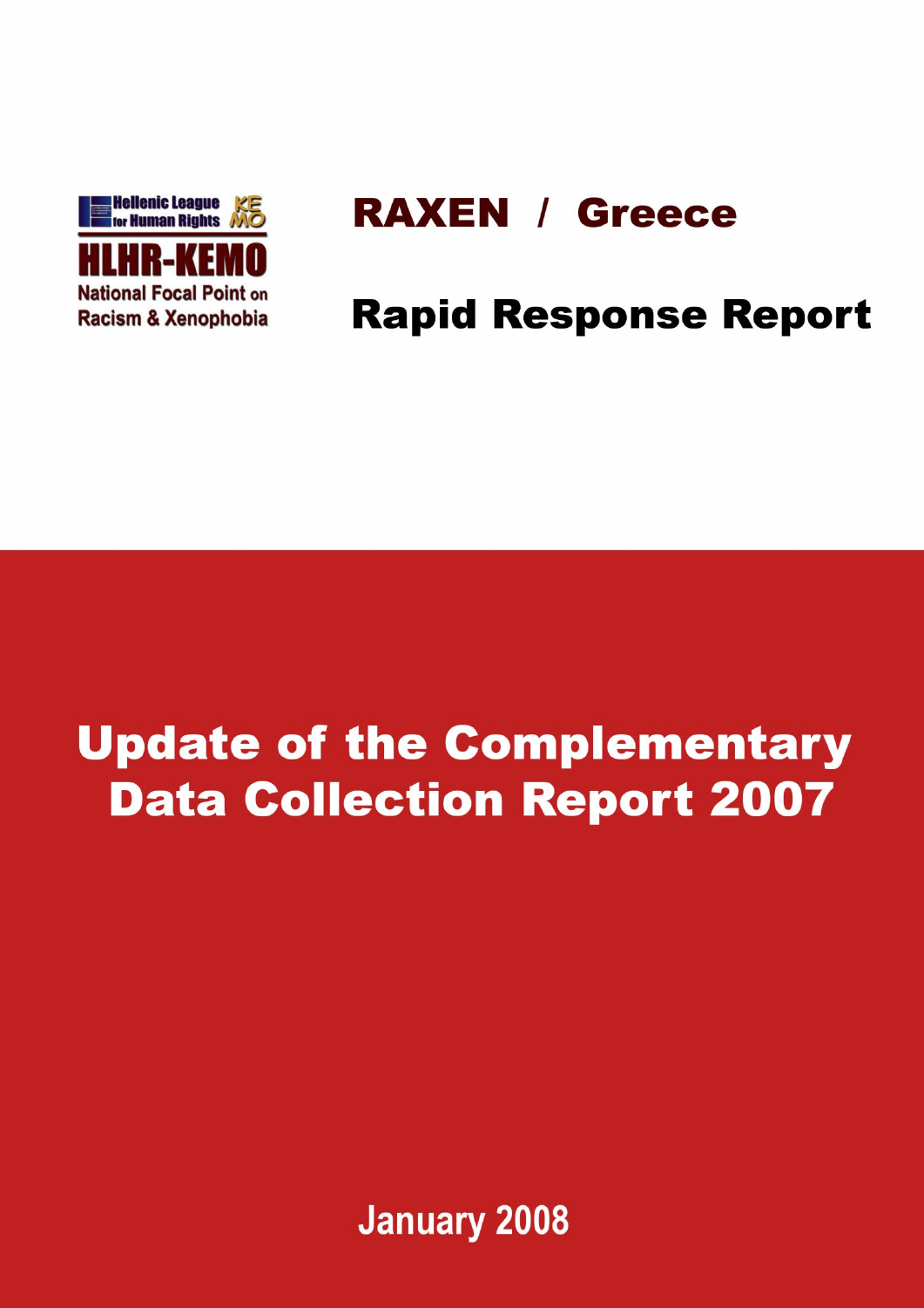Hellenic League for Human Rights KEMO

HLHR-KEMO

National Focal Point on Racism & Xenophobia

# RAXEN / Greece

## Rapid Response Report

# Update of the Complementary Data Collection Report 2007

January 2008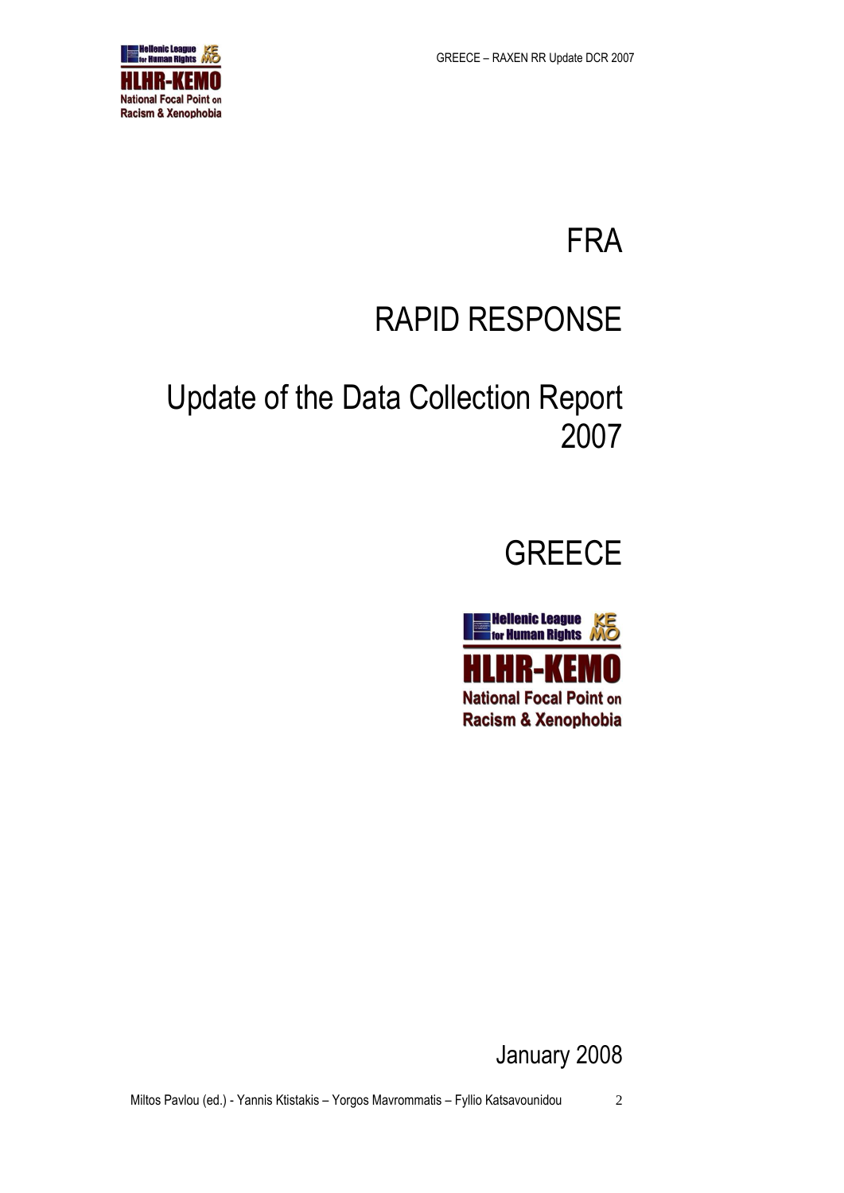# FRA

# RAPID RESPONSE

# Update of the Data Collection Report 2007

# GREECE

HLHR-KEMO
National Focal Point on Racism & Xenophobia

January 2008

Miltos Pavlou (ed.) - Yannis Ktistakis – Yorgos Mavrommatis – Fyllio Katsavounidou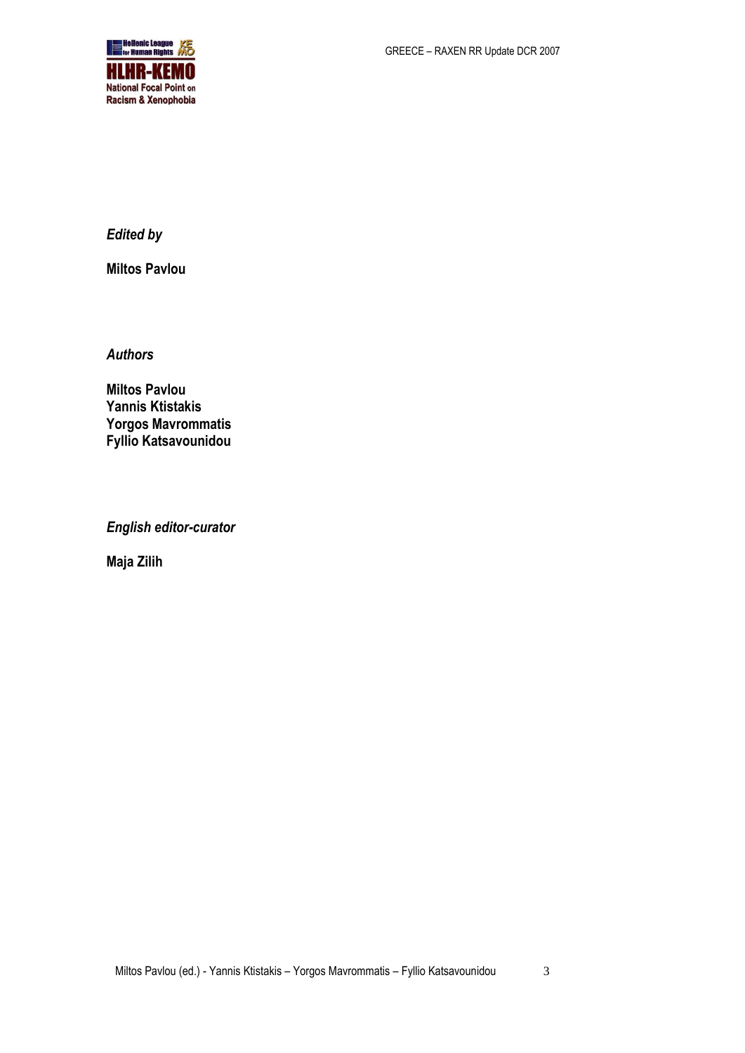*Edited by*

**Miltos Pavlou**

*Authors*

**Miltos Pavlou**
**Yannis Ktistakis**
**Yorgos Mavrommatis**
**Fyllio Katsavounidou**

*English editor-curator*

**Maja Zilih**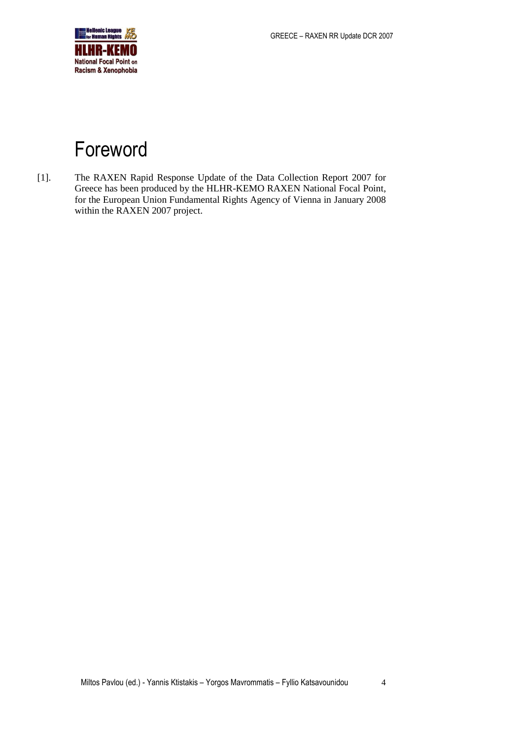# Foreword

[1]. The RAXEN Rapid Response Update of the Data Collection Report 2007 for Greece has been produced by the HLHR-KEMO RAXEN National Focal Point, for the European Union Fundamental Rights Agency of Vienna in January 2008 within the RAXEN 2007 project.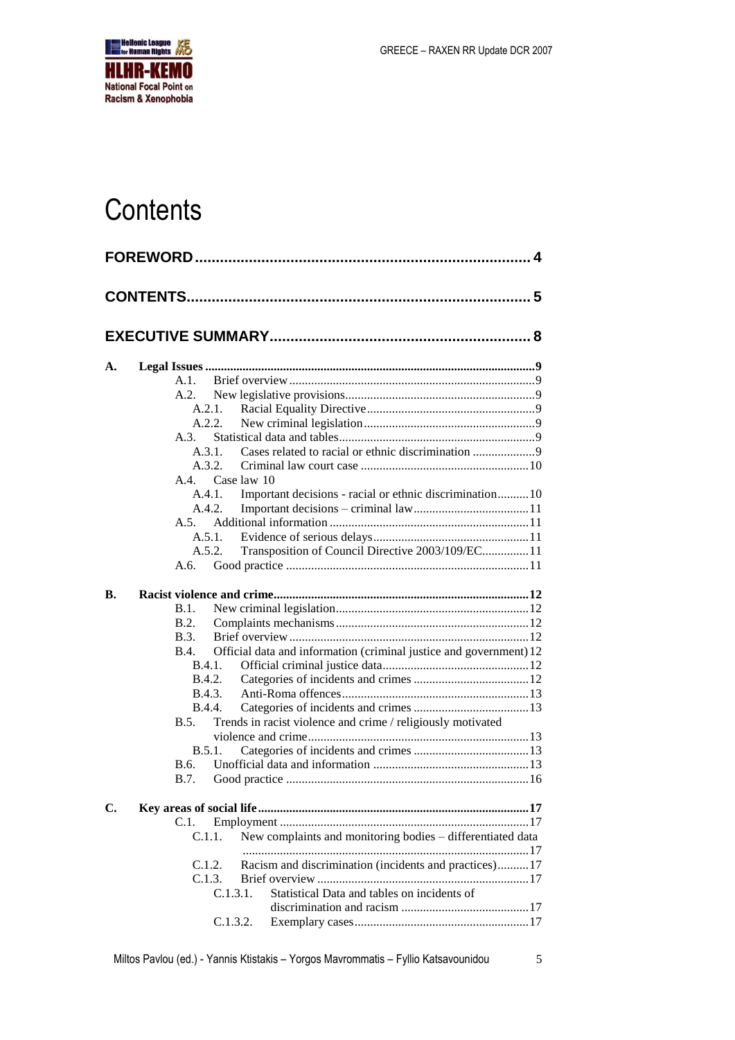# Contents

**FOREWORD** .......... 4

**CONTENTS** .......... 5

**EXECUTIVE SUMMARY** .......... 8

**A. Legal Issues** .......... 9

- A.1. Brief overview .......... 9
- A.2. New legislative provisions .......... 9
  - A.2.1. Racial Equality Directive .......... 9
  - A.2.2. New criminal legislation .......... 9
- A.3. Statistical data and tables .......... 9
  - A.3.1. Cases related to racial or ethnic discrimination .......... 9
  - A.3.2. Criminal law court case .......... 10
- A.4. Case law 10
  - A.4.1. Important decisions - racial or ethnic discrimination .......... 10
  - A.4.2. Important decisions – criminal law .......... 11
- A.5. Additional information .......... 11
  - A.5.1. Evidence of serious delays .......... 11
  - A.5.2. Transposition of Council Directive 2003/109/EC .......... 11
- A.6. Good practice .......... 11

**B. Racist violence and crime** .......... 12

- B.1. New criminal legislation .......... 12
- B.2. Complaints mechanisms .......... 12
- B.3. Brief overview .......... 12
- B.4. Official data and information (criminal justice and government) 12
  - B.4.1. Official criminal justice data .......... 12
  - B.4.2. Categories of incidents and crimes .......... 12
  - B.4.3. Anti-Roma offences .......... 13
  - B.4.4. Categories of incidents and crimes .......... 13
- B.5. Trends in racist violence and crime / religiously motivated violence and crime .......... 13
  - B.5.1. Categories of incidents and crimes .......... 13
- B.6. Unofficial data and information .......... 13
- B.7. Good practice .......... 16

**C. Key areas of social life** .......... 17

- C.1. Employment .......... 17
  - C.1.1. New complaints and monitoring bodies – differentiated data .......... 17
  - C.1.2. Racism and discrimination (incidents and practices) .......... 17
  - C.1.3. Brief overview .......... 17
    - C.1.3.1. Statistical Data and tables on incidents of discrimination and racism .......... 17
    - C.1.3.2. Exemplary cases .......... 17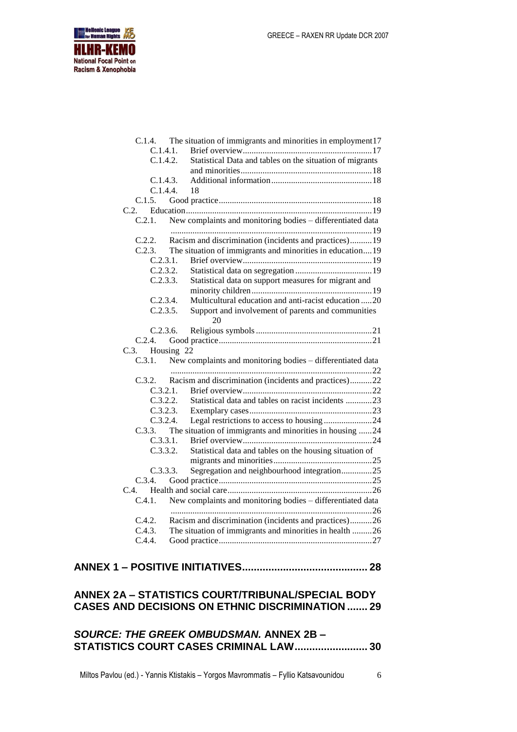- C.1.4. The situation of immigrants and minorities in employment 17
    - C.1.4.1. Brief overview 17
    - C.1.4.2. Statistical Data and tables on the situation of migrants and minorities 18
    - C.1.4.3. Additional information 18
    - C.1.4.4. 18
- C.1.5. Good practice 18
- C.2. Education 19
  - C.2.1. New complaints and monitoring bodies – differentiated data 19
  - C.2.2. Racism and discrimination (incidents and practices) 19
  - C.2.3. The situation of immigrants and minorities in education 19
    - C.2.3.1. Brief overview 19
    - C.2.3.2. Statistical data on segregation 19
    - C.2.3.3. Statistical data on support measures for migrant and minority children 19
    - C.2.3.4. Multicultural education and anti-racist education 20
    - C.2.3.5. Support and involvement of parents and communities 20
    - C.2.3.6. Religious symbols 21
  - C.2.4. Good practice 21
- C.3. Housing 22
  - C.3.1. New complaints and monitoring bodies – differentiated data 22
  - C.3.2. Racism and discrimination (incidents and practices) 22
    - C.3.2.1. Brief overview 22
    - C.3.2.2. Statistical data and tables on racist incidents 23
    - C.3.2.3. Exemplary cases 23
    - C.3.2.4. Legal restrictions to access to housing 24
  - C.3.3. The situation of immigrants and minorities in housing 24
    - C.3.3.1. Brief overview 24
    - C.3.3.2. Statistical data and tables on the housing situation of migrants and minorities 25
    - C.3.3.3. Segregation and neighbourhood integration 25
  - C.3.4. Good practice 25
- C.4. Health and social care 26
  - C.4.1. New complaints and monitoring bodies – differentiated data 26
  - C.4.2. Racism and discrimination (incidents and practices) 26
  - C.4.3. The situation of immigrants and minorities in health 26
  - C.4.4. Good practice 27

**ANNEX 1 – POSITIVE INITIATIVES 28**

**ANNEX 2A – STATISTICS COURT/TRIBUNAL/SPECIAL BODY CASES AND DECISIONS ON ETHNIC DISCRIMINATION 29**

***SOURCE: THE GREEK OMBUDSMAN.* ANNEX 2B – STATISTICS COURT CASES CRIMINAL LAW 30**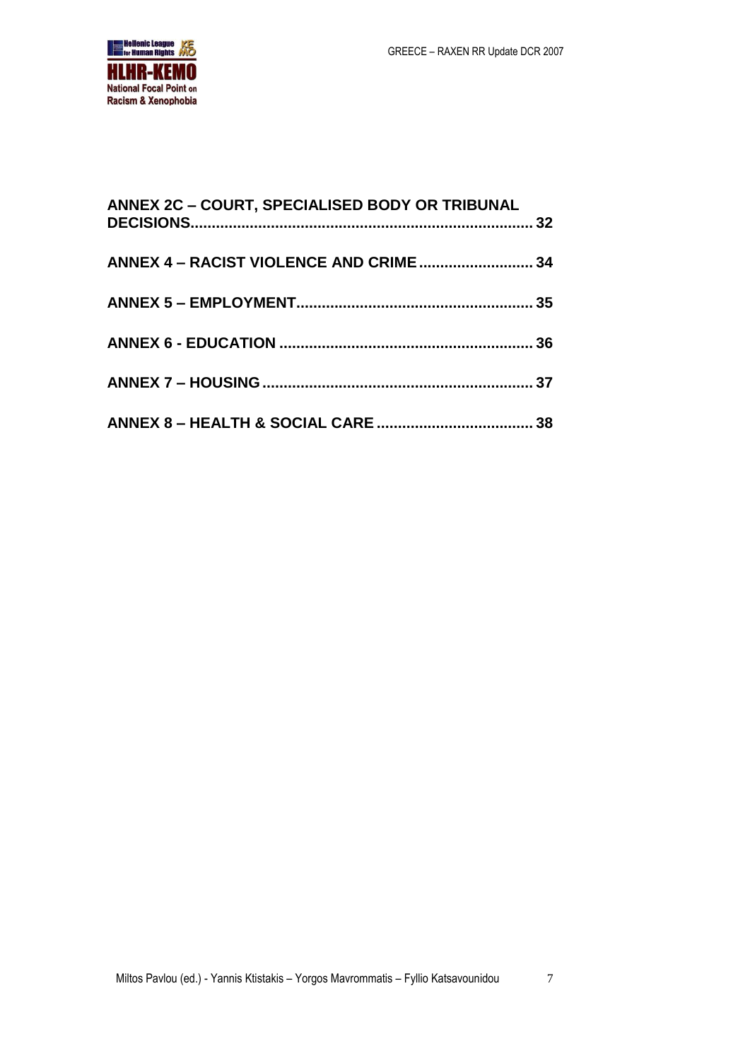**ANNEX 2C – COURT, SPECIALISED BODY OR TRIBUNAL DECISIONS................................................................................ 32**

**ANNEX 4 – RACIST VIOLENCE AND CRIME.......................... 34**

**ANNEX 5 – EMPLOYMENT....................................................... 35**

**ANNEX 6 - EDUCATION ........................................................... 36**

**ANNEX 7 – HOUSING ............................................................... 37**

**ANNEX 8 – HEALTH & SOCIAL CARE .................................... 38**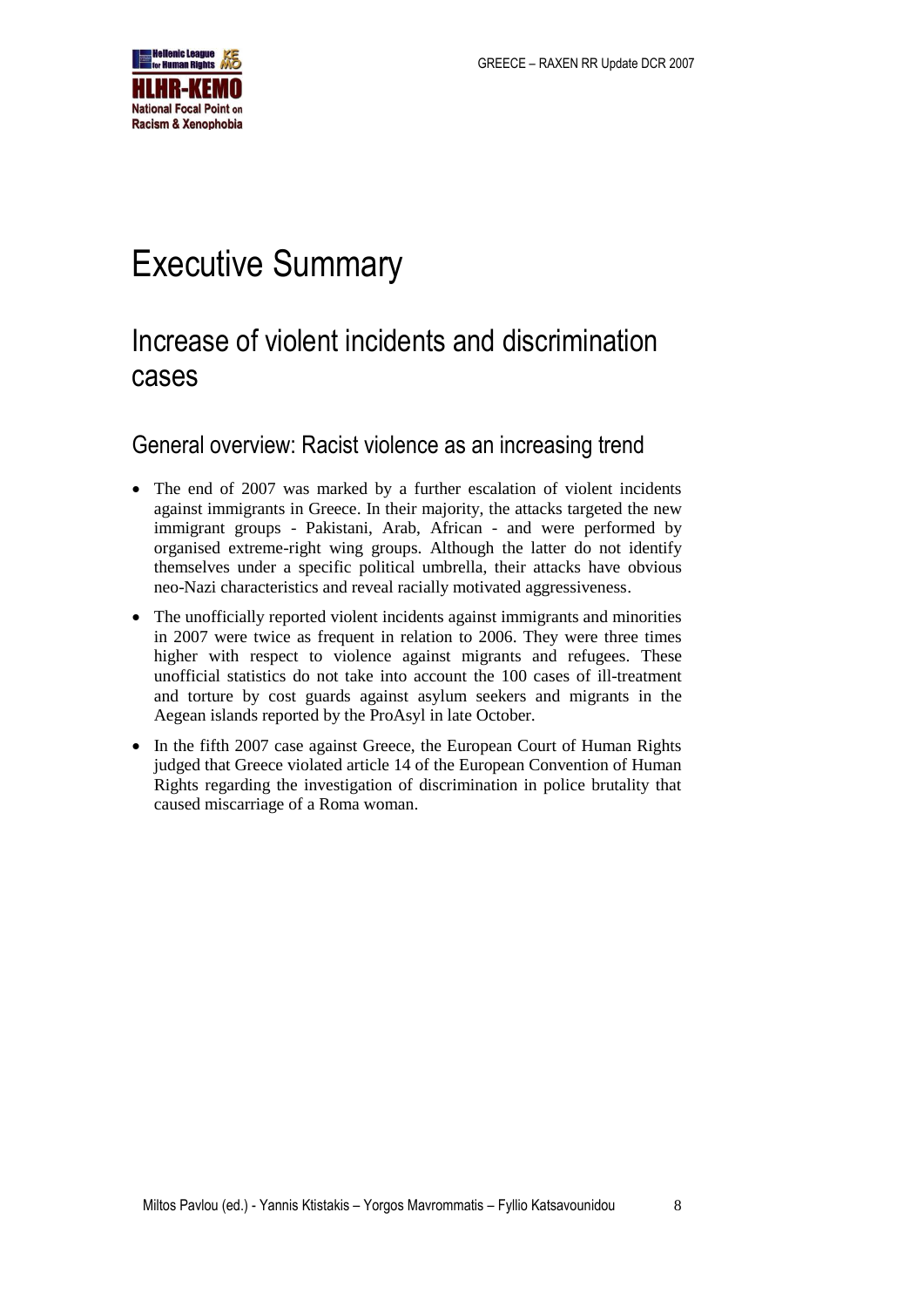# Executive Summary

## Increase of violent incidents and discrimination cases

### General overview: Racist violence as an increasing trend

- The end of 2007 was marked by a further escalation of violent incidents against immigrants in Greece. In their majority, the attacks targeted the new immigrant groups - Pakistani, Arab, African - and were performed by organised extreme-right wing groups. Although the latter do not identify themselves under a specific political umbrella, their attacks have obvious neo-Nazi characteristics and reveal racially motivated aggressiveness.
- The unofficially reported violent incidents against immigrants and minorities in 2007 were twice as frequent in relation to 2006. They were three times higher with respect to violence against migrants and refugees. These unofficial statistics do not take into account the 100 cases of ill-treatment and torture by cost guards against asylum seekers and migrants in the Aegean islands reported by the ProAsyl in late October.
- In the fifth 2007 case against Greece, the European Court of Human Rights judged that Greece violated article 14 of the European Convention of Human Rights regarding the investigation of discrimination in police brutality that caused miscarriage of a Roma woman.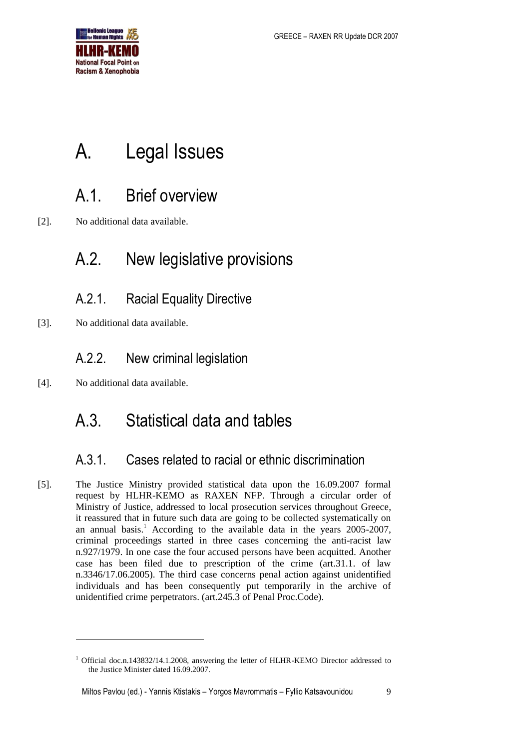# A. Legal Issues

## A.1. Brief overview

[2]. No additional data available.

## A.2. New legislative provisions

### A.2.1. Racial Equality Directive

[3]. No additional data available.

### A.2.2. New criminal legislation

[4]. No additional data available.

## A.3. Statistical data and tables

### A.3.1. Cases related to racial or ethnic discrimination

[5]. The Justice Ministry provided statistical data upon the 16.09.2007 formal request by HLHR-KEMO as RAXEN NFP. Through a circular order of Ministry of Justice, addressed to local prosecution services throughout Greece, it reassured that in future such data are going to be collected systematically on an annual basis.[1] According to the available data in the years 2005-2007, criminal proceedings started in three cases concerning the anti-racist law n.927/1979. In one case the four accused persons have been acquitted. Another case has been filed due to prescription of the crime (art.31.1. of law n.3346/17.06.2005). The third case concerns penal action against unidentified individuals and has been consequently put temporarily in the archive of unidentified crime perpetrators. (art.245.3 of Penal Proc.Code).

---

[1] Official doc.n.143832/14.1.2008, answering the letter of HLHR-KEMO Director addressed to the Justice Minister dated 16.09.2007.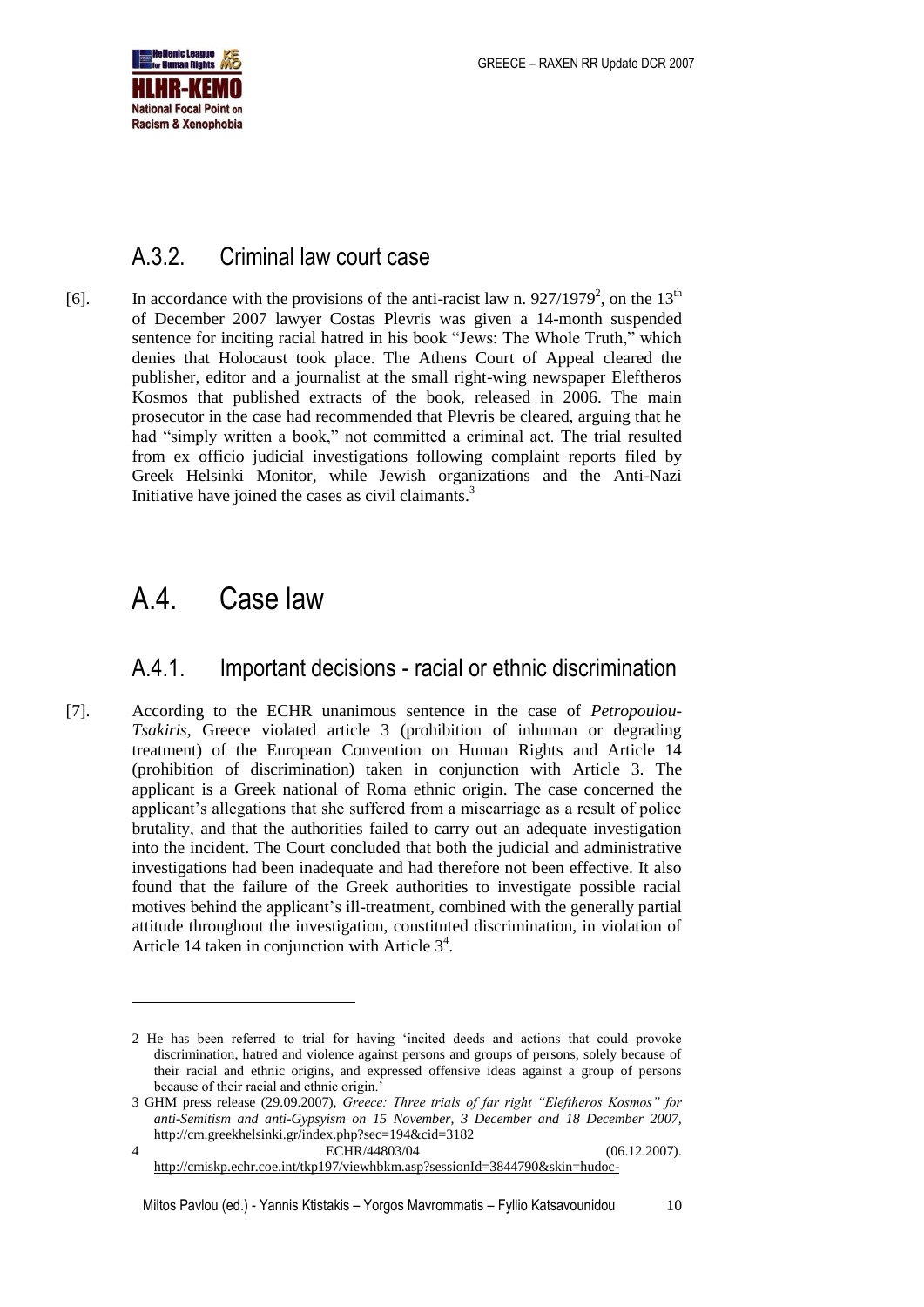### A.3.2. Criminal law court case

[6]. In accordance with the provisions of the anti-racist law n. 927/1979[2], on the 13$^{th}$ of December 2007 lawyer Costas Plevris was given a 14-month suspended sentence for inciting racial hatred in his book "Jews: The Whole Truth," which denies that Holocaust took place. The Athens Court of Appeal cleared the publisher, editor and a journalist at the small right-wing newspaper Eleftheros Kosmos that published extracts of the book, released in 2006. The main prosecutor in the case had recommended that Plevris be cleared, arguing that he had "simply written a book," not committed a criminal act. The trial resulted from ex officio judicial investigations following complaint reports filed by Greek Helsinki Monitor, while Jewish organizations and the Anti-Nazi Initiative have joined the cases as civil claimants.[3]

## A.4. Case law

### A.4.1. Important decisions - racial or ethnic discrimination

[7]. According to the ECHR unanimous sentence in the case of *Petropoulou-Tsakiris*, Greece violated article 3 (prohibition of inhuman or degrading treatment) of the European Convention on Human Rights and Article 14 (prohibition of discrimination) taken in conjunction with Article 3. The applicant is a Greek national of Roma ethnic origin. The case concerned the applicant's allegations that she suffered from a miscarriage as a result of police brutality, and that the authorities failed to carry out an adequate investigation into the incident. The Court concluded that both the judicial and administrative investigations had been inadequate and had therefore not been effective. It also found that the failure of the Greek authorities to investigate possible racial motives behind the applicant's ill-treatment, combined with the generally partial attitude throughout the investigation, constituted discrimination, in violation of Article 14 taken in conjunction with Article 3[4].

---

2 He has been referred to trial for having 'incited deeds and actions that could provoke discrimination, hatred and violence against persons and groups of persons, solely because of their racial and ethnic origins, and expressed offensive ideas against a group of persons because of their racial and ethnic origin.'

3 GHM press release (29.09.2007), *Greece: Three trials of far right "Eleftheros Kosmos" for anti-Semitism and anti-Gypsyism on 15 November, 3 December and 18 December 2007,* http://cm.greekhelsinki.gr/index.php?sec=194&cid=3182

4 ECHR/44803/04 (06.12.2007). http://cmiskp.echr.coe.int/tkp197/viewhbkm.asp?sessionId=3844790&skin=hudoc-

Miltos Pavlou (ed.) - Yannis Ktistakis – Yorgos Mavrommatis – Fyllio Katsavounidou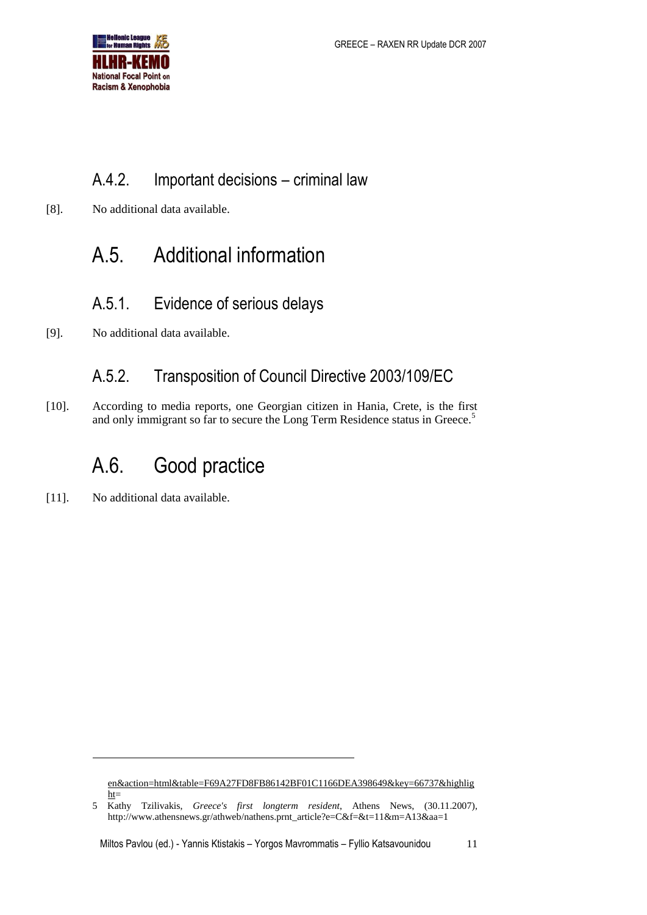### A.4.2. Important decisions – criminal law

[8]. No additional data available.

## A.5. Additional information

### A.5.1. Evidence of serious delays

[9]. No additional data available.

### A.5.2. Transposition of Council Directive 2003/109/EC

[10]. According to media reports, one Georgian citizen in Hania, Crete, is the first and only immigrant so far to secure the Long Term Residence status in Greece.[5]

## A.6. Good practice

[11]. No additional data available.

---

en&action=html&table=F69A27FD8FB86142BF01C1166DEA398649&key=66737&highlight=

5 Kathy Tzilivakis, *Greece's first longterm resident*, Athens News, (30.11.2007), http://www.athensnews.gr/athweb/nathens.prnt_article?e=C&f=&t=11&m=A13&aa=1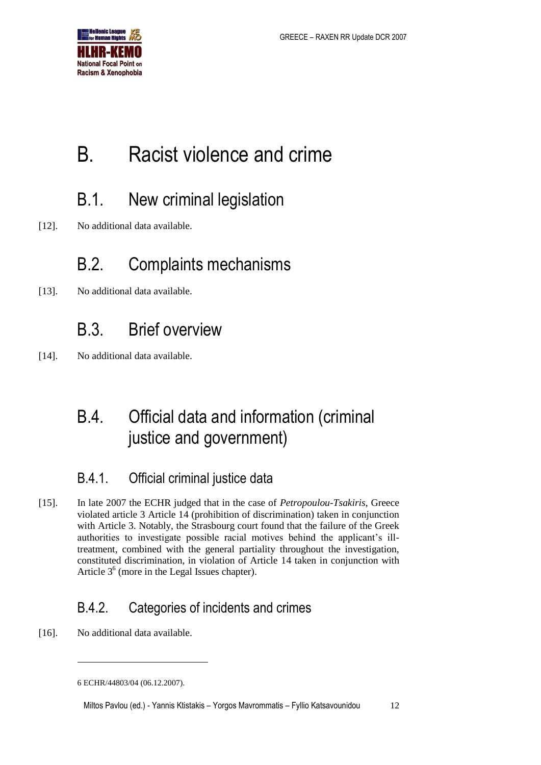# B. Racist violence and crime

## B.1. New criminal legislation

[12]. No additional data available.

## B.2. Complaints mechanisms

[13]. No additional data available.

## B.3. Brief overview

[14]. No additional data available.

## B.4. Official data and information (criminal justice and government)

### B.4.1. Official criminal justice data

[15]. In late 2007 the ECHR judged that in the case of *Petropoulou-Tsakiris*, Greece violated article 3 Article 14 (prohibition of discrimination) taken in conjunction with Article 3. Notably, the Strasbourg court found that the failure of the Greek authorities to investigate possible racial motives behind the applicant's ill-treatment, combined with the general partiality throughout the investigation, constituted discrimination, in violation of Article 14 taken in conjunction with Article 3[6] (more in the Legal Issues chapter).

### B.4.2. Categories of incidents and crimes

[16]. No additional data available.

---

6 ECHR/44803/04 (06.12.2007).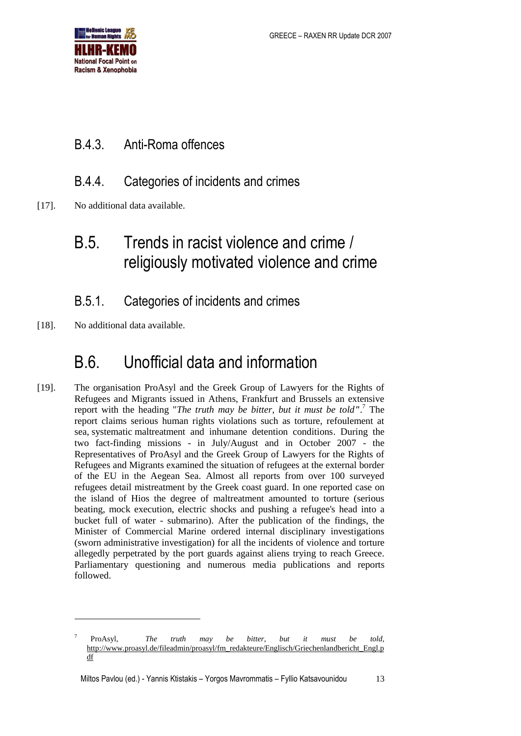### B.4.3. Anti-Roma offences

### B.4.4. Categories of incidents and crimes

[17]. No additional data available.

## B.5. Trends in racist violence and crime / religiously motivated violence and crime

### B.5.1. Categories of incidents and crimes

[18]. No additional data available.

## B.6. Unofficial data and information

[19]. The organisation ProAsyl and the Greek Group of Lawyers for the Rights of Refugees and Migrants issued in Athens, Frankfurt and Brussels an extensive report with the heading "*The truth may be bitter, but it must be told"*.[7] The report claims serious human rights violations such as torture, refoulement at sea, systematic maltreatment and inhumane detention conditions. During the two fact-finding missions - in July/August and in October 2007 - the Representatives of ProAsyl and the Greek Group of Lawyers for the Rights of Refugees and Migrants examined the situation of refugees at the external border of the EU in the Aegean Sea. Almost all reports from over 100 surveyed refugees detail mistreatment by the Greek coast guard. In one reported case on the island of Hios the degree of maltreatment amounted to torture (serious beating, mock execution, electric shocks and pushing a refugee's head into a bucket full of water - submarino). After the publication of the findings, the Minister of Commercial Marine ordered internal disciplinary investigations (sworn administrative investigation) for all the incidents of violence and torture allegedly perpetrated by the port guards against aliens trying to reach Greece. Parliamentary questioning and numerous media publications and reports followed.

---

[7] ProAsyl, *The truth may be bitter, but it must be told,* http://www.proasyl.de/fileadmin/proasyl/fm_redakteure/Englisch/Griechenlandbericht_Engl.pdf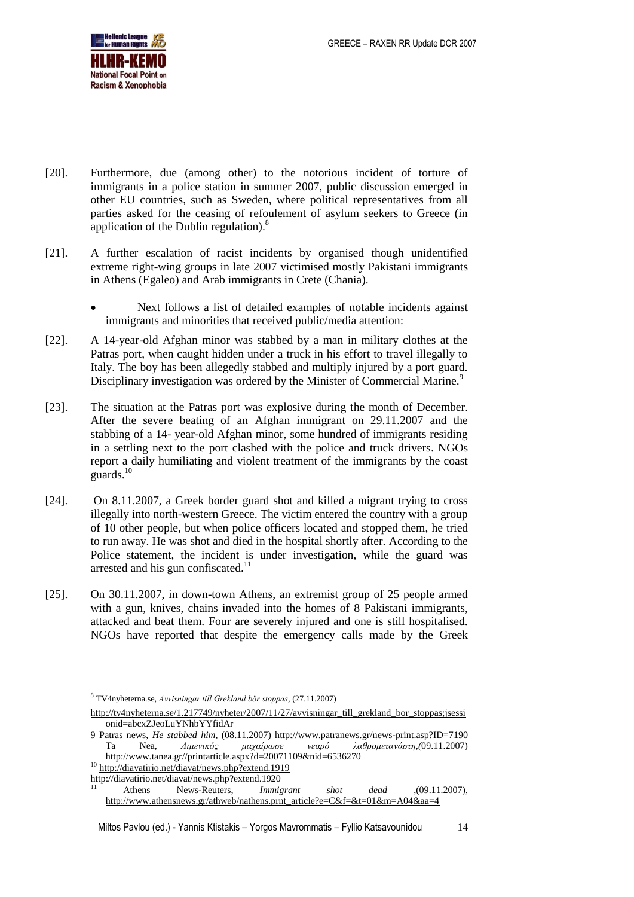[20]. Furthermore, due (among other) to the notorious incident of torture of immigrants in a police station in summer 2007, public discussion emerged in other EU countries, such as Sweden, where political representatives from all parties asked for the ceasing of refoulement of asylum seekers to Greece (in application of the Dublin regulation).[8]

[21]. A further escalation of racist incidents by organised though unidentified extreme right-wing groups in late 2007 victimised mostly Pakistani immigrants in Athens (Egaleo) and Arab immigrants in Crete (Chania).

- Next follows a list of detailed examples of notable incidents against immigrants and minorities that received public/media attention:

[22]. A 14-year-old Afghan minor was stabbed by a man in military clothes at the Patras port, when caught hidden under a truck in his effort to travel illegally to Italy. The boy has been allegedly stabbed and multiply injured by a port guard. Disciplinary investigation was ordered by the Minister of Commercial Marine.[9]

[23]. The situation at the Patras port was explosive during the month of December. After the severe beating of an Afghan immigrant on 29.11.2007 and the stabbing of a 14- year-old Afghan minor, some hundred of immigrants residing in a settling next to the port clashed with the police and truck drivers. NGOs report a daily humiliating and violent treatment of the immigrants by the coast guards.[10]

[24]. On 8.11.2007, a Greek border guard shot and killed a migrant trying to cross illegally into north-western Greece. The victim entered the country with a group of 10 other people, but when police officers located and stopped them, he tried to run away. He was shot and died in the hospital shortly after. According to the Police statement, the incident is under investigation, while the guard was arrested and his gun confiscated.[11]

[25]. On 30.11.2007, in down-town Athens, an extremist group of 25 people armed with a gun, knives, chains invaded into the homes of 8 Pakistani immigrants, attacked and beat them. Four are severely injured and one is still hospitalised. NGOs have reported that despite the emergency calls made by the Greek

---

[8] TV4nyheterna.se, *Avvisningar till Grekland bör stoppas*, (27.11.2007) http://tv4nyheterna.se/1.217749/nyheter/2007/11/27/avvisningar_till_grekland_bor_stoppas;jsessionid=abcxZJeoLuYNhbYYfidAr

[9] Patras news, *He stabbed him*, (08.11.2007) http://www.patranews.gr/news-print.asp?ID=7190 Ta Nea, *Λιμενικός μαχαίρωσε νεαρό λαθρομετανάστη*,(09.11.2007) http://www.tanea.gr//printarticle.aspx?d=20071109&nid=6536270

[10] http://diavatirio.net/diavat/news.php?extend.1919 http://diavatirio.net/diavat/news.php?extend.1920

[11] Athens News-Reuters, *Immigrant shot dead* ,(09.11.2007), http://www.athensnews.gr/athweb/nathens.prnt_article?e=C&f=&t=01&m=A04&aa=4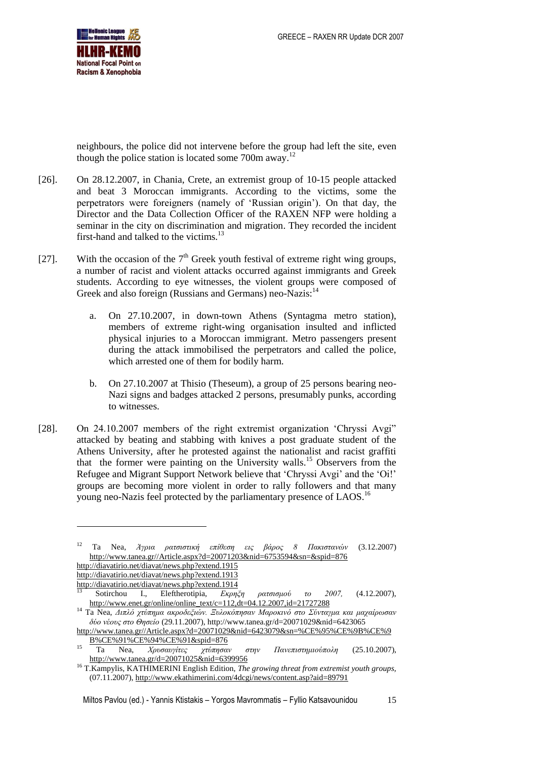neighbours, the police did not intervene before the group had left the site, even though the police station is located some 700m away.[12]

[26]. On 28.12.2007, in Chania, Crete, an extremist group of 10-15 people attacked and beat 3 Moroccan immigrants. According to the victims, some the perpetrators were foreigners (namely of 'Russian origin'). On that day, the Director and the Data Collection Officer of the RAXEN NFP were holding a seminar in the city on discrimination and migration. They recorded the incident first-hand and talked to the victims.[13]

[27]. With the occasion of the 7th Greek youth festival of extreme right wing groups, a number of racist and violent attacks occurred against immigrants and Greek students. According to eye witnesses, the violent groups were composed of Greek and also foreign (Russians and Germans) neo-Nazis:[14]

a. On 27.10.2007, in down-town Athens (Syntagma metro station), members of extreme right-wing organisation insulted and inflicted physical injuries to a Moroccan immigrant. Metro passengers present during the attack immobilised the perpetrators and called the police, which arrested one of them for bodily harm.

b. On 27.10.2007 at Thisio (Theseum), a group of 25 persons bearing neo-Nazi signs and badges attacked 2 persons, presumably punks, according to witnesses.

[28]. On 24.10.2007 members of the right extremist organization 'Chryssi Avgi" attacked by beating and stabbing with knives a post graduate student of the Athens University, after he protested against the nationalist and racist graffiti that the former were painting on the University walls.[15] Observers from the Refugee and Migrant Support Network believe that 'Chryssi Avgi' and the 'Oi!' groups are becoming more violent in order to rally followers and that many young neo-Nazis feel protected by the parliamentary presence of LAOS.[16]

---

[12] Ta Nea, *Άγρια ρατσιστική επίθεση εις βάρος 8 Πακιστανών* (3.12.2007) http://www.tanea.gr//Article.aspx?d=20071203&nid=6753594&sn=&spid=876
http://diavatirio.net/diavat/news.php?extend.1915
http://diavatirio.net/diavat/news.php?extend.1913
http://diavatirio.net/diavat/news.php?extend.1914

[13] Sotirchou I., Eleftherotipia, *Εκρηξη ρατσισμού το 2007,* (4.12.2007), http://www.enet.gr/online/online_text/c=112,dt=04.12.2007,id=21727288

[14] Ta Nea, *Διπλό χτύπημα ακροδεξιών. Ξυλοκόπησαν Μαροκινό στο Σύνταγμα και μαχαίρωσαν δύο νέους στο Θησείο* (29.11.2007), http://www.tanea.gr/d=20071029&nid=6423065
http://www.tanea.gr//Article.aspx?d=20071029&nid=6423079&sn=%CE%95%CE%9B%CE%9B%CE%91%CE%94%CE%91&spid=876

[15] Ta Nea, *Χρυσαυγίτες χτύπησαν στην Πανεπιστημιούπολη* (25.10.2007), http://www.tanea.gr/d=20071025&nid=6399956

[16] T.Kampylis, KATHIMERINI English Edition, *The growing threat from extremist youth groups,* (07.11.2007), http://www.ekathimerini.com/4dcgi/news/content.asp?aid=89791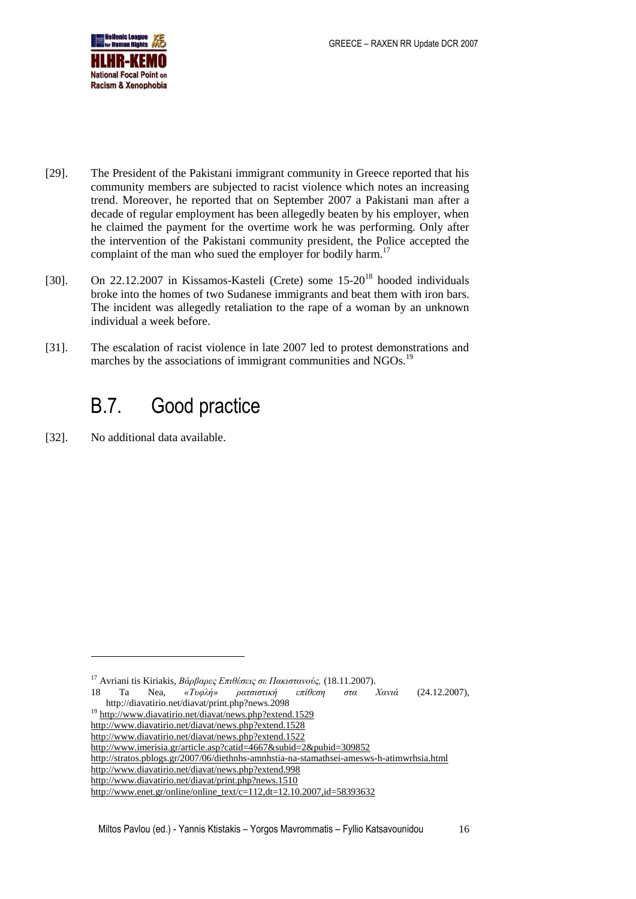[29]. The President of the Pakistani immigrant community in Greece reported that his community members are subjected to racist violence which notes an increasing trend. Moreover, he reported that on September 2007 a Pakistani man after a decade of regular employment has been allegedly beaten by his employer, when he claimed the payment for the overtime work he was performing. Only after the intervention of the Pakistani community president, the Police accepted the complaint of the man who sued the employer for bodily harm.[17]

[30]. On 22.12.2007 in Kissamos-Kasteli (Crete) some 15-20[18] hooded individuals broke into the homes of two Sudanese immigrants and beat them with iron bars. The incident was allegedly retaliation to the rape of a woman by an unknown individual a week before.

[31]. The escalation of racist violence in late 2007 led to protest demonstrations and marches by the associations of immigrant communities and NGOs.[19]

## B.7. Good practice

[32]. No additional data available.

---

[17] Avriani tis Kiriakis, *Βάρβαρες Επιθέσεις σε Πακιστανούς,* (18.11.2007).

[18] Ta Nea, *«Τυφλή» ρατσιστική επίθεση στα Χανιά* (24.12.2007), http://diavatirio.net/diavat/print.php?news.2098

[19] http://www.diavatirio.net/diavat/news.php?extend.1529
http://www.diavatirio.net/diavat/news.php?extend.1528
http://www.diavatirio.net/diavat/news.php?extend.1522
http://www.imerisia.gr/article.asp?catid=4667&subid=2&pubid=309852
http://stratos.pblogs.gr/2007/06/diethnhs-amnhstia-na-stamathsei-amesws-h-atimwrhsia.html
http://www.diavatirio.net/diavat/news.php?extend.998
http://www.diavatirio.net/diavat/print.php?news.1510
http://www.enet.gr/online/online_text/c=112,dt=12.10.2007,id=58393632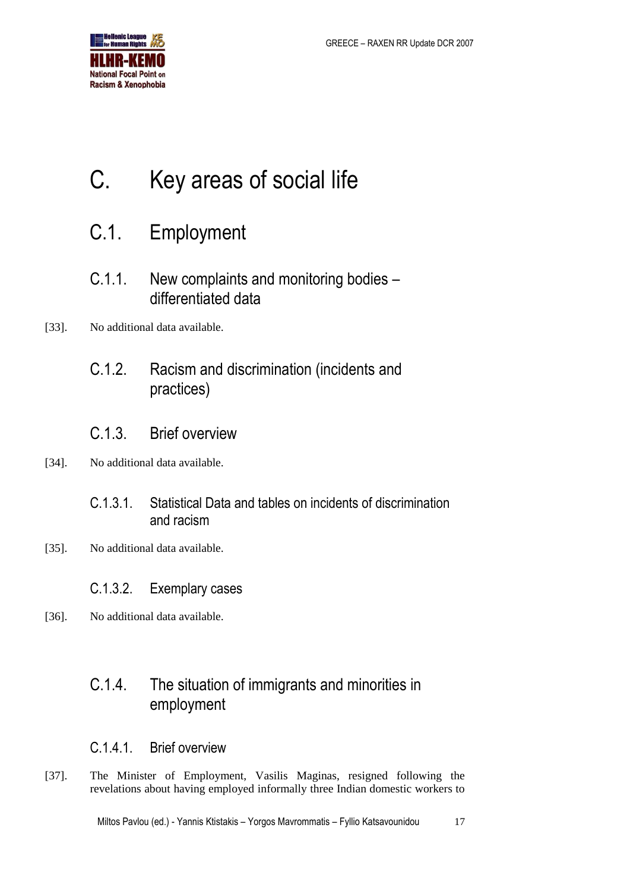# C. Key areas of social life

## C.1. Employment

### C.1.1. New complaints and monitoring bodies – differentiated data

[33]. No additional data available.

### C.1.2. Racism and discrimination (incidents and practices)

### C.1.3. Brief overview

[34]. No additional data available.

#### C.1.3.1. Statistical Data and tables on incidents of discrimination and racism

[35]. No additional data available.

#### C.1.3.2. Exemplary cases

[36]. No additional data available.

### C.1.4. The situation of immigrants and minorities in employment

#### C.1.4.1. Brief overview

[37]. The Minister of Employment, Vasilis Maginas, resigned following the revelations about having employed informally three Indian domestic workers to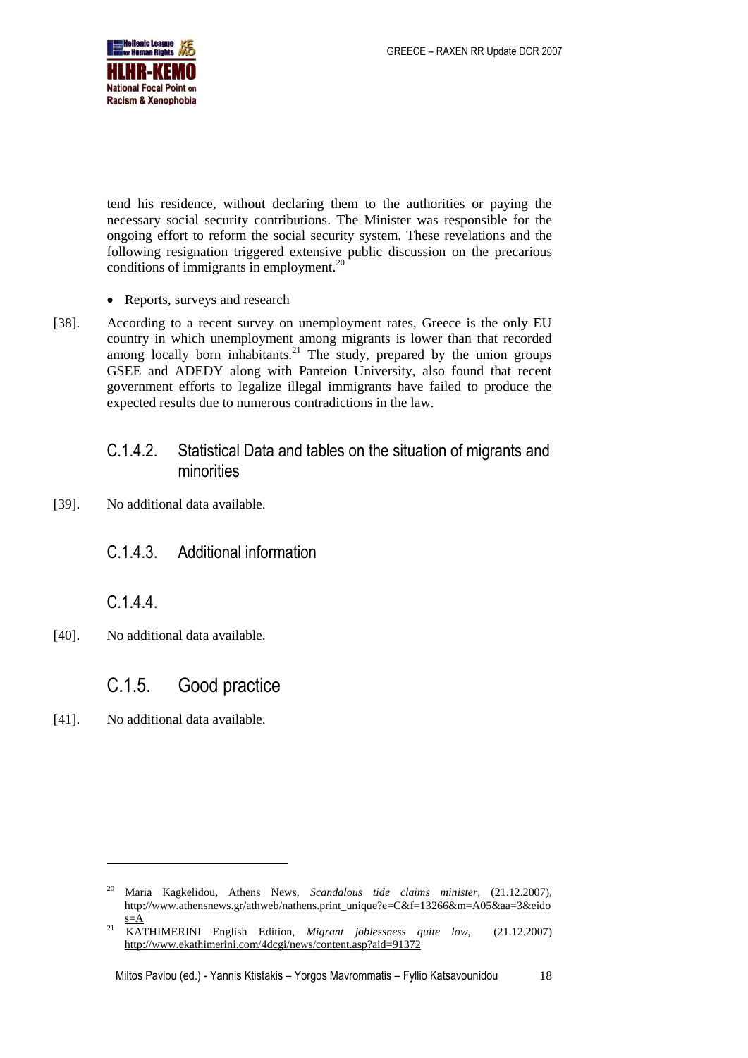tend his residence, without declaring them to the authorities or paying the necessary social security contributions. The Minister was responsible for the ongoing effort to reform the social security system. These revelations and the following resignation triggered extensive public discussion on the precarious conditions of immigrants in employment.[20]

- Reports, surveys and research

[38]. According to a recent survey on unemployment rates, Greece is the only EU country in which unemployment among migrants is lower than that recorded among locally born inhabitants.[21] The study, prepared by the union groups GSEE and ADEDY along with Panteion University, also found that recent government efforts to legalize illegal immigrants have failed to produce the expected results due to numerous contradictions in the law.

### C.1.4.2. Statistical Data and tables on the situation of migrants and minorities

[39]. No additional data available.

### C.1.4.3. Additional information

### C.1.4.4.

[40]. No additional data available.

## C.1.5. Good practice

[41]. No additional data available.

---

[20] Maria Kagkelidou, Athens News, *Scandalous tide claims minister*, (21.12.2007), http://www.athensnews.gr/athweb/nathens.print_unique?e=C&f=13266&m=A05&aa=3&eidos=A

[21] KATHIMERINI English Edition, *Migrant joblessness quite low*, (21.12.2007) http://www.ekathimerini.com/4dcgi/news/content.asp?aid=91372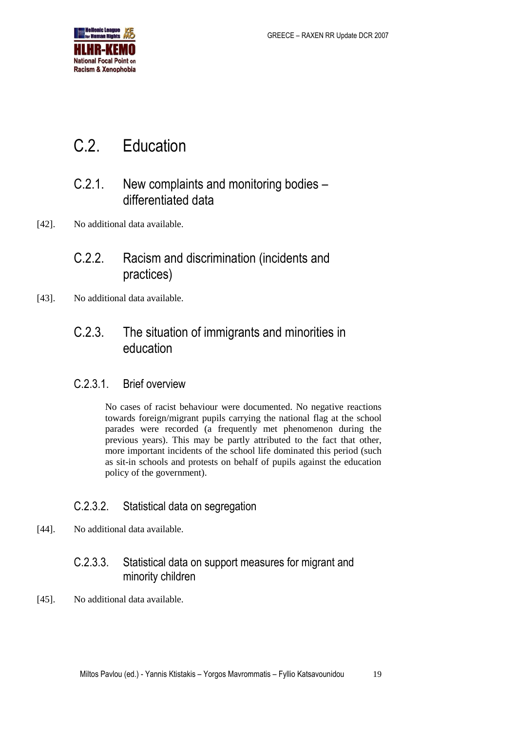# C.2. Education

## C.2.1. New complaints and monitoring bodies – differentiated data

[42]. No additional data available.

## C.2.2. Racism and discrimination (incidents and practices)

[43]. No additional data available.

## C.2.3. The situation of immigrants and minorities in education

### C.2.3.1. Brief overview

No cases of racist behaviour were documented. No negative reactions towards foreign/migrant pupils carrying the national flag at the school parades were recorded (a frequently met phenomenon during the previous years). This may be partly attributed to the fact that other, more important incidents of the school life dominated this period (such as sit-in schools and protests on behalf of pupils against the education policy of the government).

### C.2.3.2. Statistical data on segregation

[44]. No additional data available.

### C.2.3.3. Statistical data on support measures for migrant and minority children

[45]. No additional data available.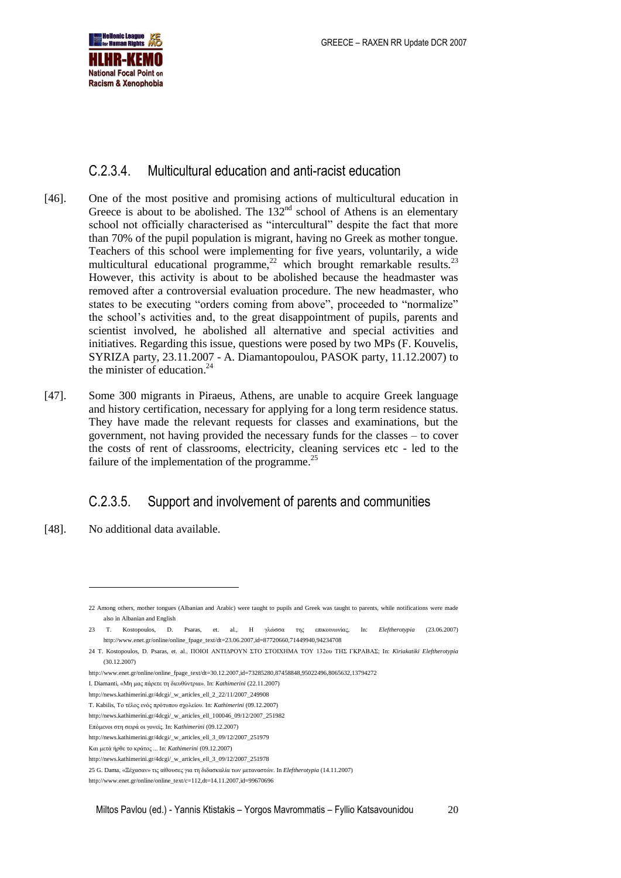### C.2.3.4. Multicultural education and anti-racist education

[46]. One of the most positive and promising actions of multicultural education in Greece is about to be abolished. The 132nd school of Athens is an elementary school not officially characterised as "intercultural" despite the fact that more than 70% of the pupil population is migrant, having no Greek as mother tongue. Teachers of this school were implementing for five years, voluntarily, a wide multicultural educational programme,[22] which brought remarkable results.[23] However, this activity is about to be abolished because the headmaster was removed after a controversial evaluation procedure. The new headmaster, who states to be executing "orders coming from above", proceeded to "normalize" the school's activities and, to the great disappointment of pupils, parents and scientist involved, he abolished all alternative and special activities and initiatives. Regarding this issue, questions were posed by two MPs (F. Kouvelis, SYRIZA party, 23.11.2007 - A. Diamantopoulou, PASOK party, 11.12.2007) to the minister of education.[24]

[47]. Some 300 migrants in Piraeus, Athens, are unable to acquire Greek language and history certification, necessary for applying for a long term residence status. They have made the relevant requests for classes and examinations, but the government, not having provided the necessary funds for the classes – to cover the costs of rent of classrooms, electricity, cleaning services etc - led to the failure of the implementation of the programme.[25]

### C.2.3.5. Support and involvement of parents and communities

[48]. No additional data available.

---

22 Among others, mother tongues (Albanian and Arabic) were taught to pupils and Greek was taught to parents, while notifications were made also in Albanian and English

23 T. Kostopoulos, D. Psaras, et. al., Η γλώσσα της επικοινωνίας, In: *Eleftherotypia* (23.06.2007) http://www.enet.gr/online/online_fpage_text/dt=23.06.2007,id=87720660,71449940,94234708

24 T. Kostopoulos, D. Psaras, et. al., ΠΟΙΟΙ ΑΝΤΙΔΡΟΥΝ ΣΤΟ ΣΤΟΙΧΗΜΑ ΤΟΥ 132ου ΤΗΣ ΓΚΡΑΒΑΣ; In: *Kiriakatiki Eleftherotypia* (30.12.2007)

http://www.enet.gr/online/online_fpage_text/dt=30.12.2007,id=73285280,87458848,95022496,8065632,13794272

I. Diamanti, «Μη μας πάρετε τη διευθύντρια». In: *Kathimerini* (22.11.2007)

http://news.kathimerini.gr/4dcgi/_w_articles_ell_2_22/11/2007_249908

T. Kabilis, Το τέλος ενός πρότυπου σχολείου. In: *Kathimerini* (09.12.2007)

http://news.kathimerini.gr/4dcgi/_w_articles_ell_100046_09/12/2007_251982

Επόμενοι στη σειρά οι γονείς. In: *Kathimerini* (09.12.2007)

http://news.kathimerini.gr/4dcgi/_w_articles_ell_3_09/12/2007_251979

Και μετά ήρθε το κράτος ... In: *Kathimerini* (09.12.2007)

http://news.kathimerini.gr/4dcgi/_w_articles_ell_3_09/12/2007_251978

25 G. Dama, «Ξέχασαν» τις αίθουσες για τη διδασκαλία των μεταναστών. In *Eleftherotypia* (14.11.2007)

http://www.enet.gr/online/online_text/c=112,dt=14.11.2007,id=99670696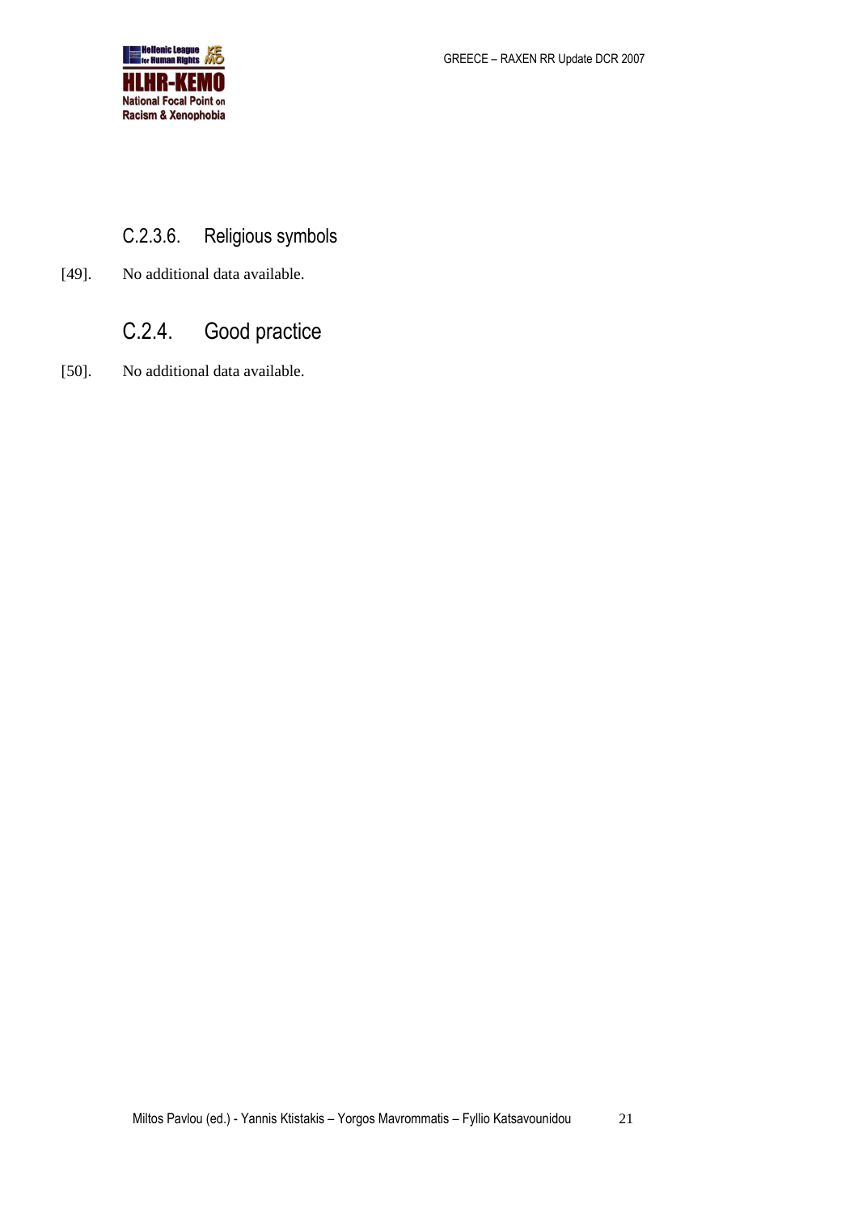### C.2.3.6. Religious symbols

[49]. No additional data available.

## C.2.4. Good practice

[50]. No additional data available.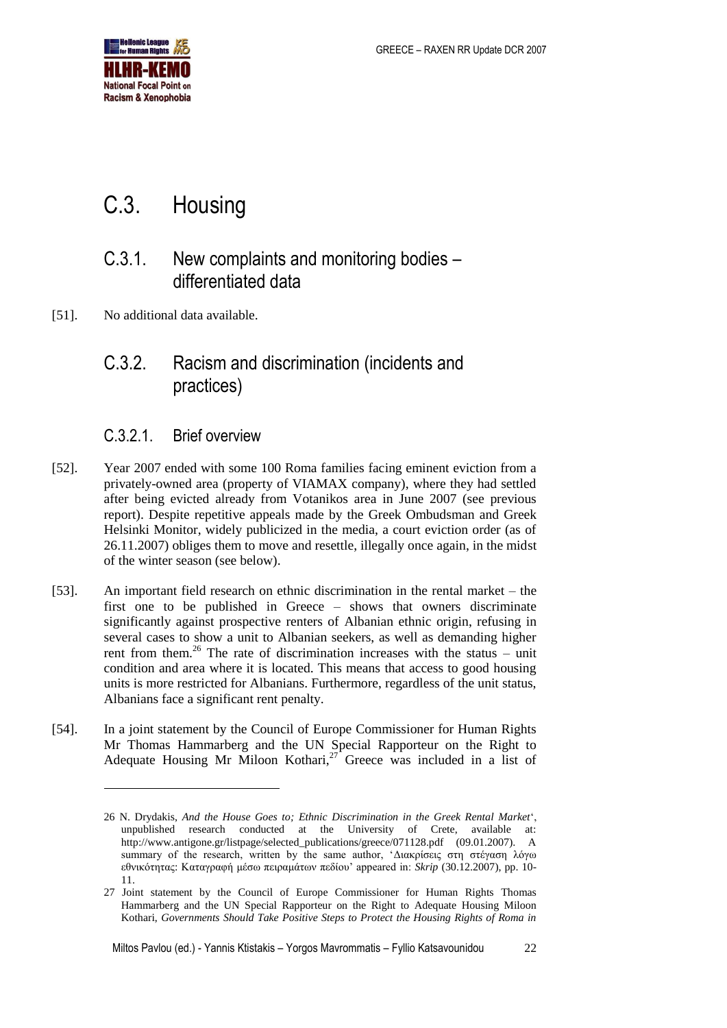# C.3. Housing

## C.3.1. New complaints and monitoring bodies – differentiated data

[51]. No additional data available.

## C.3.2. Racism and discrimination (incidents and practices)

### C.3.2.1. Brief overview

[52]. Year 2007 ended with some 100 Roma families facing eminent eviction from a privately-owned area (property of VIAMAX company), where they had settled after being evicted already from Votanikos area in June 2007 (see previous report). Despite repetitive appeals made by the Greek Ombudsman and Greek Helsinki Monitor, widely publicized in the media, a court eviction order (as of 26.11.2007) obliges them to move and resettle, illegally once again, in the midst of the winter season (see below).

[53]. An important field research on ethnic discrimination in the rental market – the first one to be published in Greece – shows that owners discriminate significantly against prospective renters of Albanian ethnic origin, refusing in several cases to show a unit to Albanian seekers, as well as demanding higher rent from them.[26] The rate of discrimination increases with the status – unit condition and area where it is located. This means that access to good housing units is more restricted for Albanians. Furthermore, regardless of the unit status, Albanians face a significant rent penalty.

[54]. In a joint statement by the Council of Europe Commissioner for Human Rights Mr Thomas Hammarberg and the UN Special Rapporteur on the Right to Adequate Housing Mr Miloon Kothari,[27] Greece was included in a list of

---

26 N. Drydakis, *And the House Goes to; Ethnic Discrimination in the Greek Rental Market*', unpublished research conducted at the University of Crete, available at: http://www.antigone.gr/listpage/selected_publications/greece/071128.pdf (09.01.2007). A summary of the research, written by the same author, 'Διακρίσεις στη στέγαση λόγω εθνικότητας: Καταγραφή μέσω πειραμάτων πεδίου' appeared in: *Skrip* (30.12.2007), pp. 10-11.

27 Joint statement by the Council of Europe Commissioner for Human Rights Thomas Hammarberg and the UN Special Rapporteur on the Right to Adequate Housing Miloon Kothari, *Governments Should Take Positive Steps to Protect the Housing Rights of Roma in*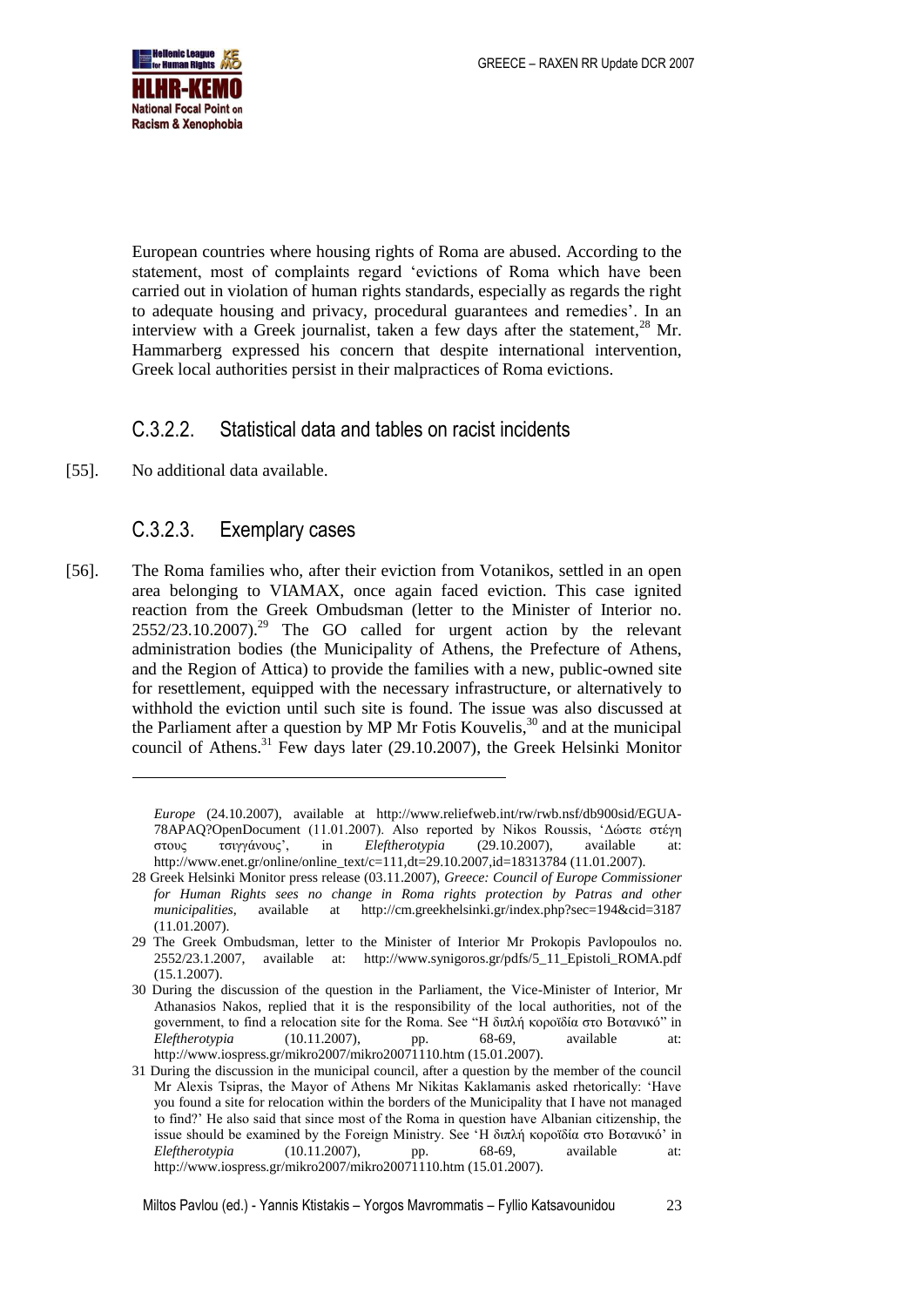European countries where housing rights of Roma are abused. According to the statement, most of complaints regard 'evictions of Roma which have been carried out in violation of human rights standards, especially as regards the right to adequate housing and privacy, procedural guarantees and remedies'. In an interview with a Greek journalist, taken a few days after the statement,[28] Mr. Hammarberg expressed his concern that despite international intervention, Greek local authorities persist in their malpractices of Roma evictions.

### C.3.2.2. Statistical data and tables on racist incidents

[55]. No additional data available.

### C.3.2.3. Exemplary cases

[56]. The Roma families who, after their eviction from Votanikos, settled in an open area belonging to VIAMAX, once again faced eviction. This case ignited reaction from the Greek Ombudsman (letter to the Minister of Interior no. 2552/23.10.2007).[29] The GO called for urgent action by the relevant administration bodies (the Municipality of Athens, the Prefecture of Athens, and the Region of Attica) to provide the families with a new, public-owned site for resettlement, equipped with the necessary infrastructure, or alternatively to withhold the eviction until such site is found. The issue was also discussed at the Parliament after a question by MP Mr Fotis Kouvelis,[30] and at the municipal council of Athens.[31] Few days later (29.10.2007), the Greek Helsinki Monitor

---

*Europe* (24.10.2007), available at http://www.reliefweb.int/rw/rwb.nsf/db900sid/EGUA-78APAQ?OpenDocument (11.01.2007). Also reported by Nikos Roussis, 'Δώστε στέγη στους τσιγγάνους', in *Eleftherotypia* (29.10.2007), available at: http://www.enet.gr/online/online_text/c=111,dt=29.10.2007,id=18313784 (11.01.2007).

28 Greek Helsinki Monitor press release (03.11.2007), *Greece: Council of Europe Commissioner for Human Rights sees no change in Roma rights protection by Patras and other municipalities*, available at http://cm.greekhelsinki.gr/index.php?sec=194&cid=3187 (11.01.2007).

29 The Greek Ombudsman, letter to the Minister of Interior Mr Prokopis Pavlopoulos no. 2552/23.1.2007, available at: http://www.synigoros.gr/pdfs/5_11_Epistoli_ROMA.pdf (15.1.2007).

30 During the discussion of the question in the Parliament, the Vice-Minister of Interior, Mr Athanasios Nakos, replied that it is the responsibility of the local authorities, not of the government, to find a relocation site for the Roma. See "Η διπλή κοροϊδία στο Βοτανικό" in *Eleftherotypia* (10.11.2007), pp. 68-69, available at: http://www.iospress.gr/mikro2007/mikro20071110.htm (15.01.2007).

31 During the discussion in the municipal council, after a question by the member of the council Mr Alexis Tsipras, the Mayor of Athens Mr Nikitas Kaklamanis asked rhetorically: 'Have you found a site for relocation within the borders of the Municipality that I have not managed to find?' He also said that since most of the Roma in question have Albanian citizenship, the issue should be examined by the Foreign Ministry. See 'Η διπλή κοροϊδία στο Βοτανικό' in *Eleftherotypia* (10.11.2007), pp. 68-69, available at: http://www.iospress.gr/mikro2007/mikro20071110.htm (15.01.2007).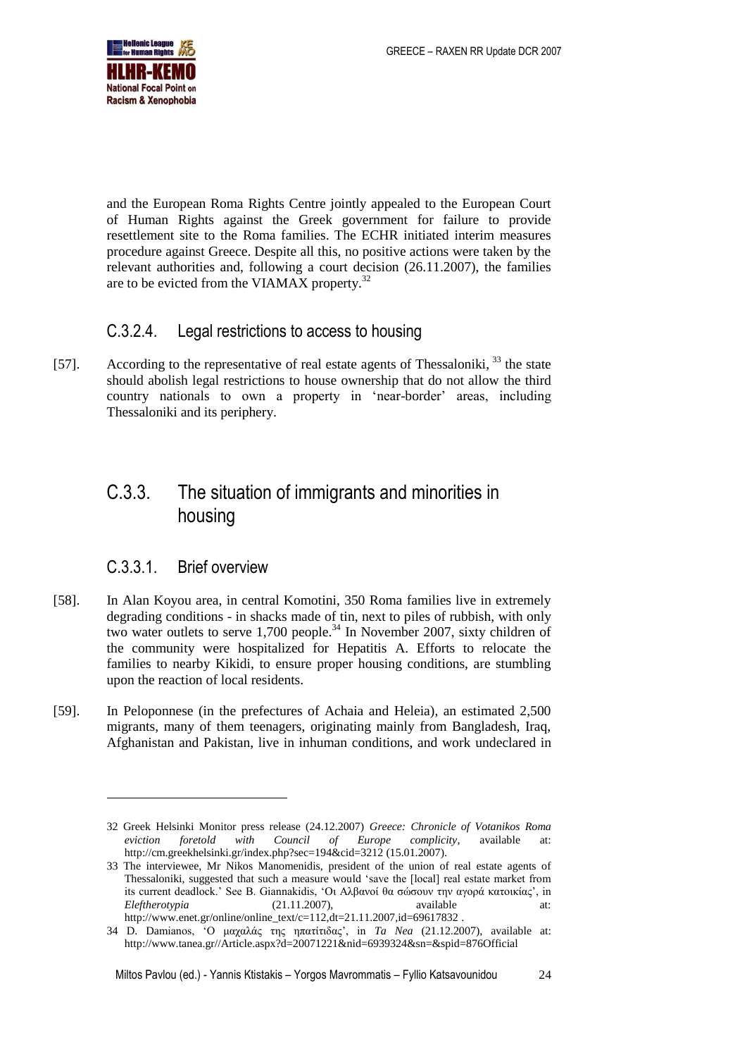and the European Roma Rights Centre jointly appealed to the European Court of Human Rights against the Greek government for failure to provide resettlement site to the Roma families. The ECHR initiated interim measures procedure against Greece. Despite all this, no positive actions were taken by the relevant authorities and, following a court decision (26.11.2007), the families are to be evicted from the VIAMAX property.[32]

### C.3.2.4. Legal restrictions to access to housing

[57]. According to the representative of real estate agents of Thessaloniki, [33] the state should abolish legal restrictions to house ownership that do not allow the third country nationals to own a property in 'near-border' areas, including Thessaloniki and its periphery.

## C.3.3. The situation of immigrants and minorities in housing

### C.3.3.1. Brief overview

[58]. In Alan Koyou area, in central Komotini, 350 Roma families live in extremely degrading conditions - in shacks made of tin, next to piles of rubbish, with only two water outlets to serve 1,700 people.[34] In November 2007, sixty children of the community were hospitalized for Hepatitis A. Efforts to relocate the families to nearby Kikidi, to ensure proper housing conditions, are stumbling upon the reaction of local residents.

[59]. In Peloponnese (in the prefectures of Achaia and Heleia), an estimated 2,500 migrants, many of them teenagers, originating mainly from Bangladesh, Iraq, Afghanistan and Pakistan, live in inhuman conditions, and work undeclared in

---

32 Greek Helsinki Monitor press release (24.12.2007) *Greece: Chronicle of Votanikos Roma eviction foretold with Council of Europe complicity*, available at: http://cm.greekhelsinki.gr/index.php?sec=194&cid=3212 (15.01.2007).

33 The interviewee, Mr Nikos Manomenidis, president of the union of real estate agents of Thessaloniki, suggested that such a measure would 'save the [local] real estate market from its current deadlock.' See B. Giannakidis, 'Οι Αλβανοί θα σώσουν την αγορά κατοικίας', in *Eleftherotypia* (21.11.2007), available at: http://www.enet.gr/online/online_text/c=112,dt=21.11.2007,id=69617832 .

34 D. Damianos, 'Ο μαχαλάς της ηπατίτιδας', in *Ta Nea* (21.12.2007), available at: http://www.tanea.gr//Article.aspx?d=20071221&nid=6939324&sn=&spid=876Official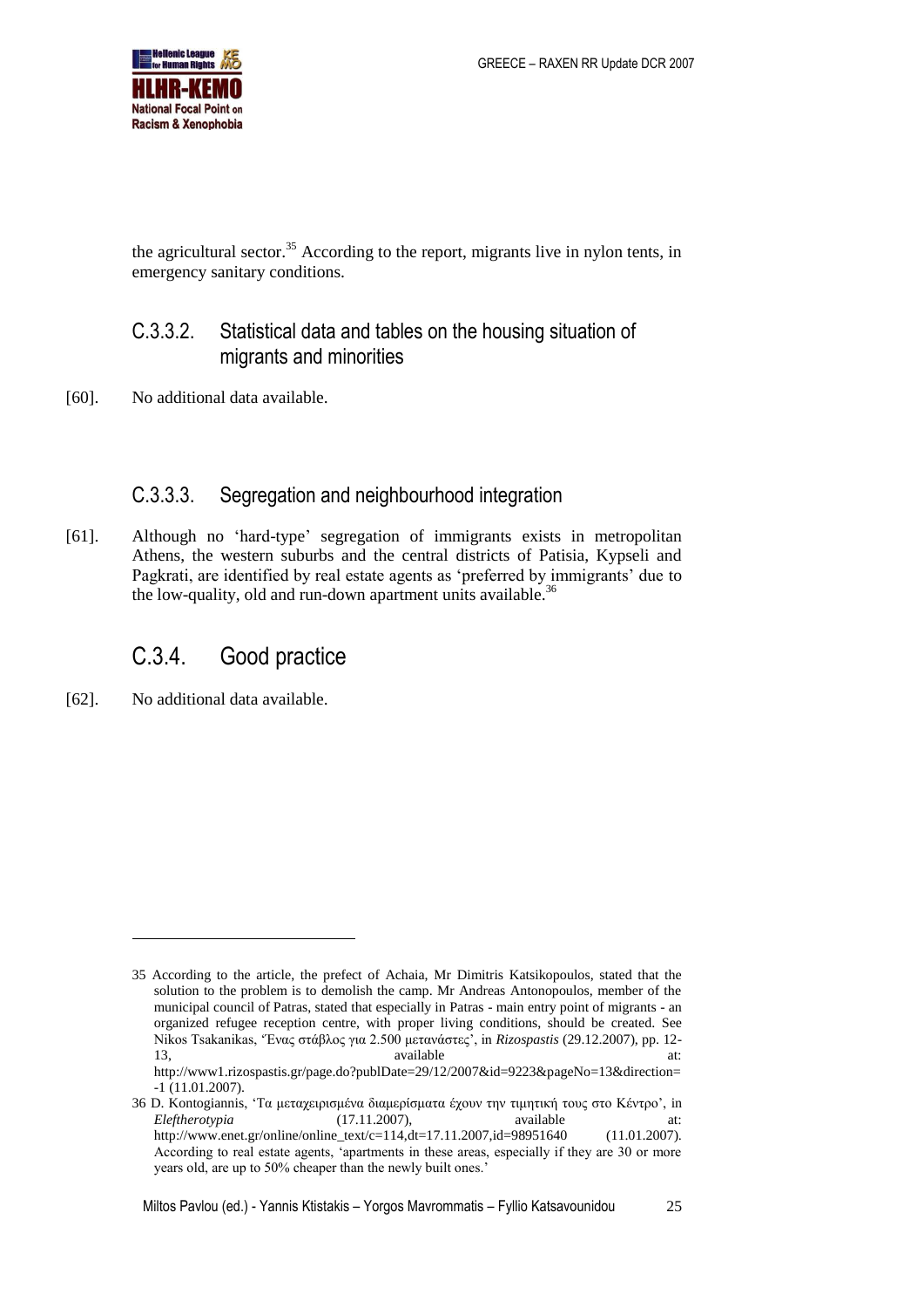the agricultural sector.[35] According to the report, migrants live in nylon tents, in emergency sanitary conditions.

### C.3.3.2. Statistical data and tables on the housing situation of migrants and minorities

[60]. No additional data available.

### C.3.3.3. Segregation and neighbourhood integration

[61]. Although no 'hard-type' segregation of immigrants exists in metropolitan Athens, the western suburbs and the central districts of Patisia, Kypseli and Pagkrati, are identified by real estate agents as 'preferred by immigrants' due to the low-quality, old and run-down apartment units available.[36]

## C.3.4. Good practice

[62]. No additional data available.

---

35 According to the article, the prefect of Achaia, Mr Dimitris Katsikopoulos, stated that the solution to the problem is to demolish the camp. Mr Andreas Antonopoulos, member of the municipal council of Patras, stated that especially in Patras - main entry point of migrants - an organized refugee reception centre, with proper living conditions, should be created. See Nikos Tsakanikas, 'Ένας στάβλος για 2.500 μετανάστες', in *Rizospastis* (29.12.2007), pp. 12-13, available at: http://www1.rizospastis.gr/page.do?publDate=29/12/2007&id=9223&pageNo=13&direction=-1 (11.01.2007).

36 D. Kontogiannis, 'Τα μεταχειρισμένα διαμερίσματα έχουν την τιμητική τους στο Κέντρο', in *Eleftherotypia* (17.11.2007), available at: http://www.enet.gr/online/online_text/c=114,dt=17.11.2007,id=98951640 (11.01.2007). According to real estate agents, 'apartments in these areas, especially if they are 30 or more years old, are up to 50% cheaper than the newly built ones.'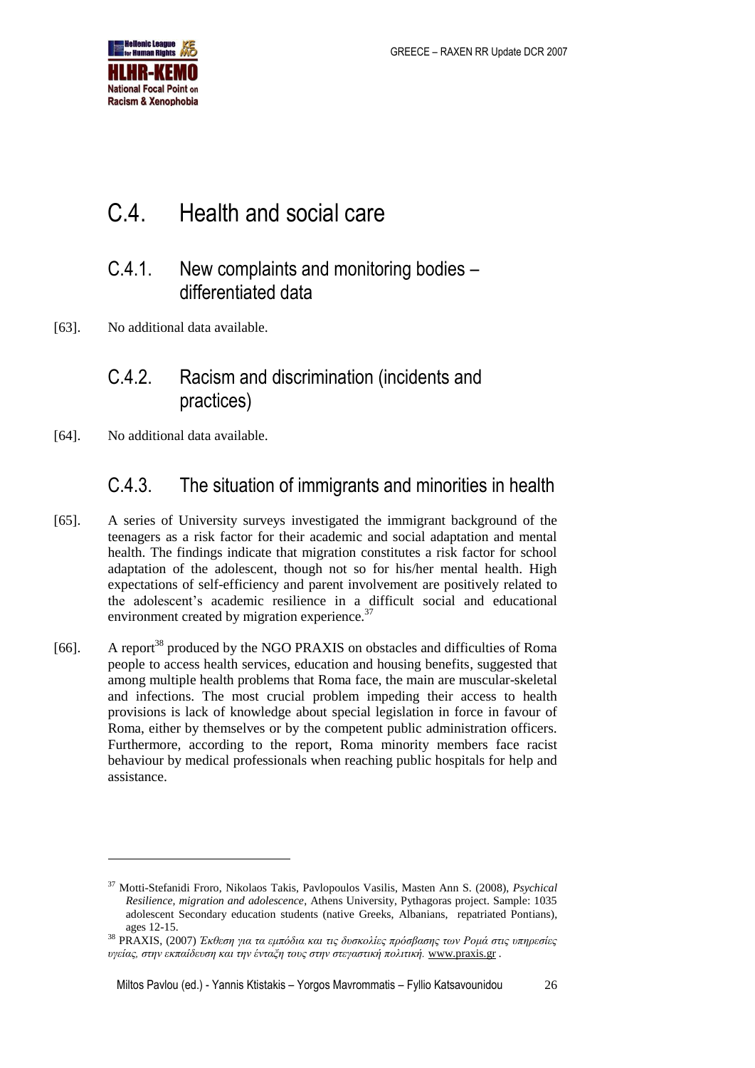# C.4. Health and social care

## C.4.1. New complaints and monitoring bodies – differentiated data

[63]. No additional data available.

## C.4.2. Racism and discrimination (incidents and practices)

[64]. No additional data available.

## C.4.3. The situation of immigrants and minorities in health

[65]. A series of University surveys investigated the immigrant background of the teenagers as a risk factor for their academic and social adaptation and mental health. The findings indicate that migration constitutes a risk factor for school adaptation of the adolescent, though not so for his/her mental health. High expectations of self-efficiency and parent involvement are positively related to the adolescent's academic resilience in a difficult social and educational environment created by migration experience.[37]

[66]. A report[38] produced by the NGO PRAXIS on obstacles and difficulties of Roma people to access health services, education and housing benefits, suggested that among multiple health problems that Roma face, the main are muscular-skeletal and infections. The most crucial problem impeding their access to health provisions is lack of knowledge about special legislation in force in favour of Roma, either by themselves or by the competent public administration officers. Furthermore, according to the report, Roma minority members face racist behaviour by medical professionals when reaching public hospitals for help and assistance.

---

[37] Motti-Stefanidi Froro, Nikolaos Takis, Pavlopoulos Vasilis, Masten Ann S. (2008), *Psychical Resilience, migration and adolescence*, Athens University, Pythagoras project. Sample: 1035 adolescent Secondary education students (native Greeks, Albanians, repatriated Pontians), ages 12-15.

[38] PRAXIS, (2007) *Έκθεση για τα εμπόδια και τις δυσκολίες πρόσβασης των Ρομά στις υπηρεσίες υγείας, στην εκπαίδευση και την ένταξη τους στην στεγαστική πολιτική.* www.praxis.gr .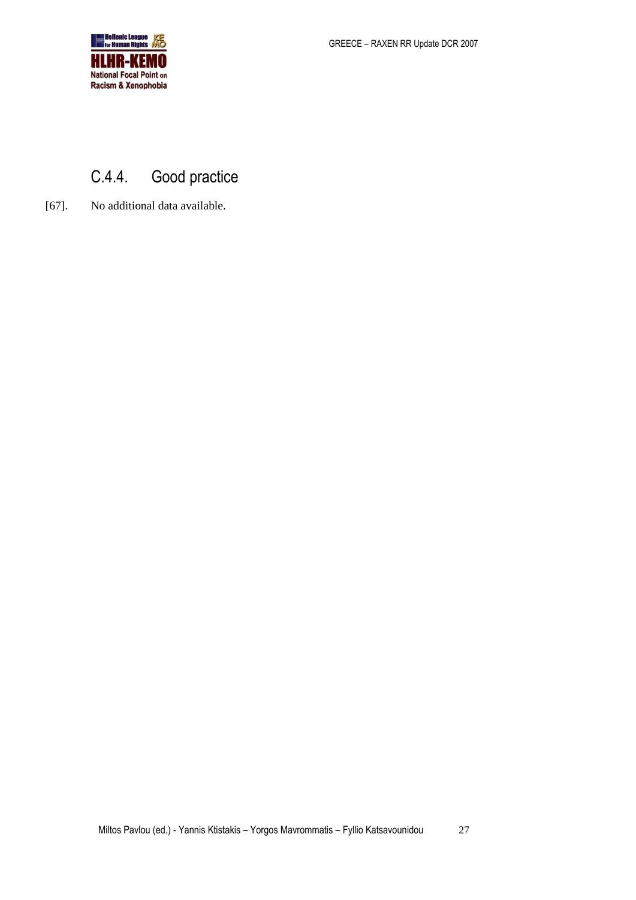### C.4.4. Good practice

[67]. No additional data available.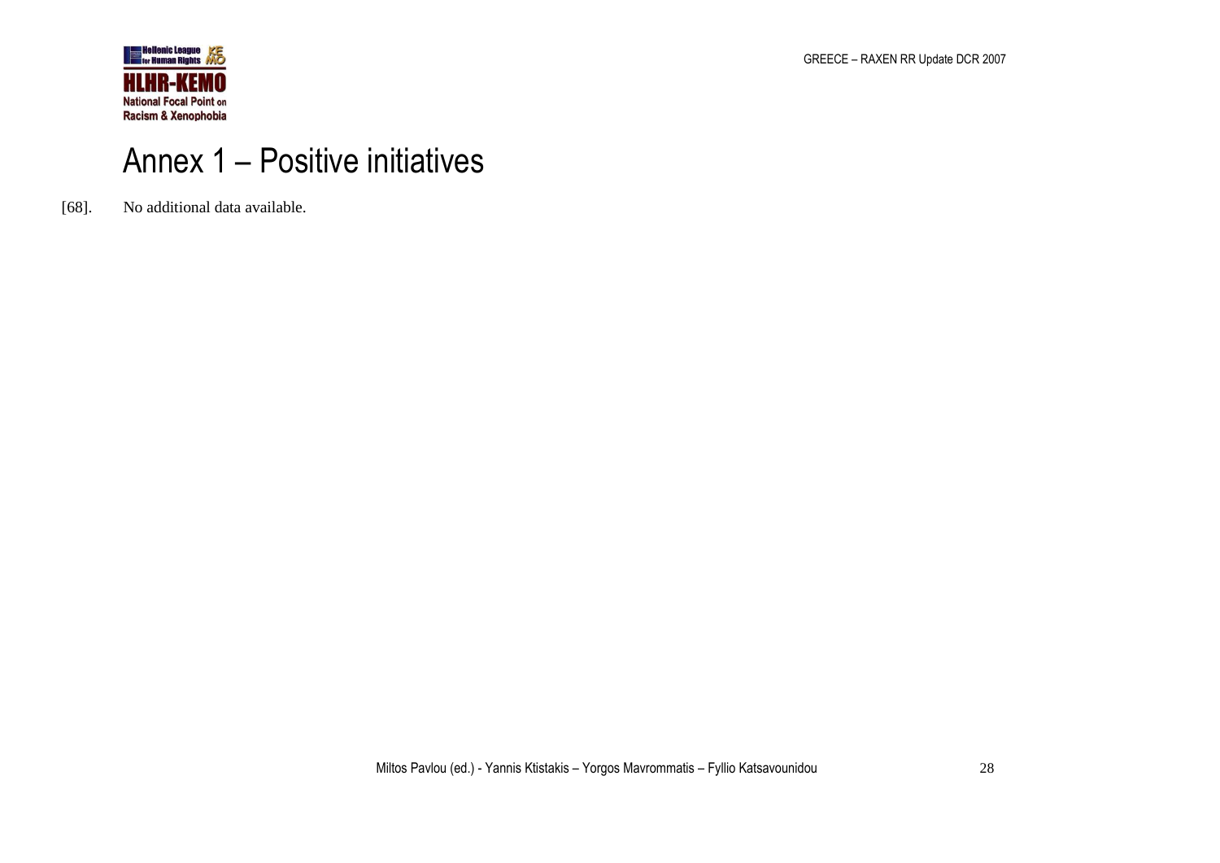# Annex 1 – Positive initiatives

[68]. No additional data available.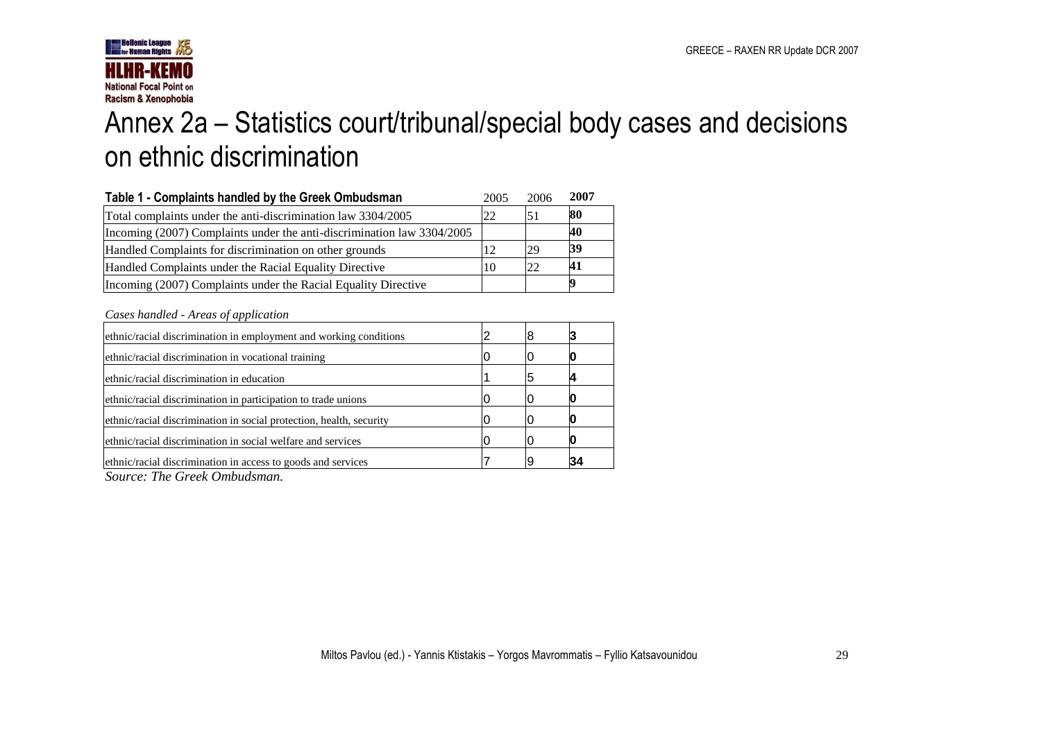# Annex 2a – Statistics court/tribunal/special body cases and decisions on ethnic discrimination

| Table 1 - Complaints handled by the Greek Ombudsman | 2005 | 2006 | **2007** |
|---|---|---|---|
| Total complaints under the anti-discrimination law 3304/2005 | 22 | 51 | **80** |
| Incoming (2007) Complaints under the anti-discrimination law 3304/2005 | | | **40** |
| Handled Complaints for discrimination on other grounds | 12 | 29 | **39** |
| Handled Complaints under the Racial Equality Directive | 10 | 22 | **41** |
| Incoming (2007) Complaints under the Racial Equality Directive | | | **9** |

*Cases handled - Areas of application*

| | | | |
|---|---|---|---|
| ethnic/racial discrimination in employment and working conditions | 2 | 8 | **3** |
| ethnic/racial discrimination in vocational training | 0 | 0 | **0** |
| ethnic/racial discrimination in education | 1 | 5 | **4** |
| ethnic/racial discrimination in participation to trade unions | 0 | 0 | **0** |
| ethnic/racial discrimination in social protection, health, security | 0 | 0 | **0** |
| ethnic/racial discrimination in social welfare and services | 0 | 0 | **0** |
| ethnic/racial discrimination in access to goods and services | 7 | 9 | **34** |

*Source: The Greek Ombudsman.*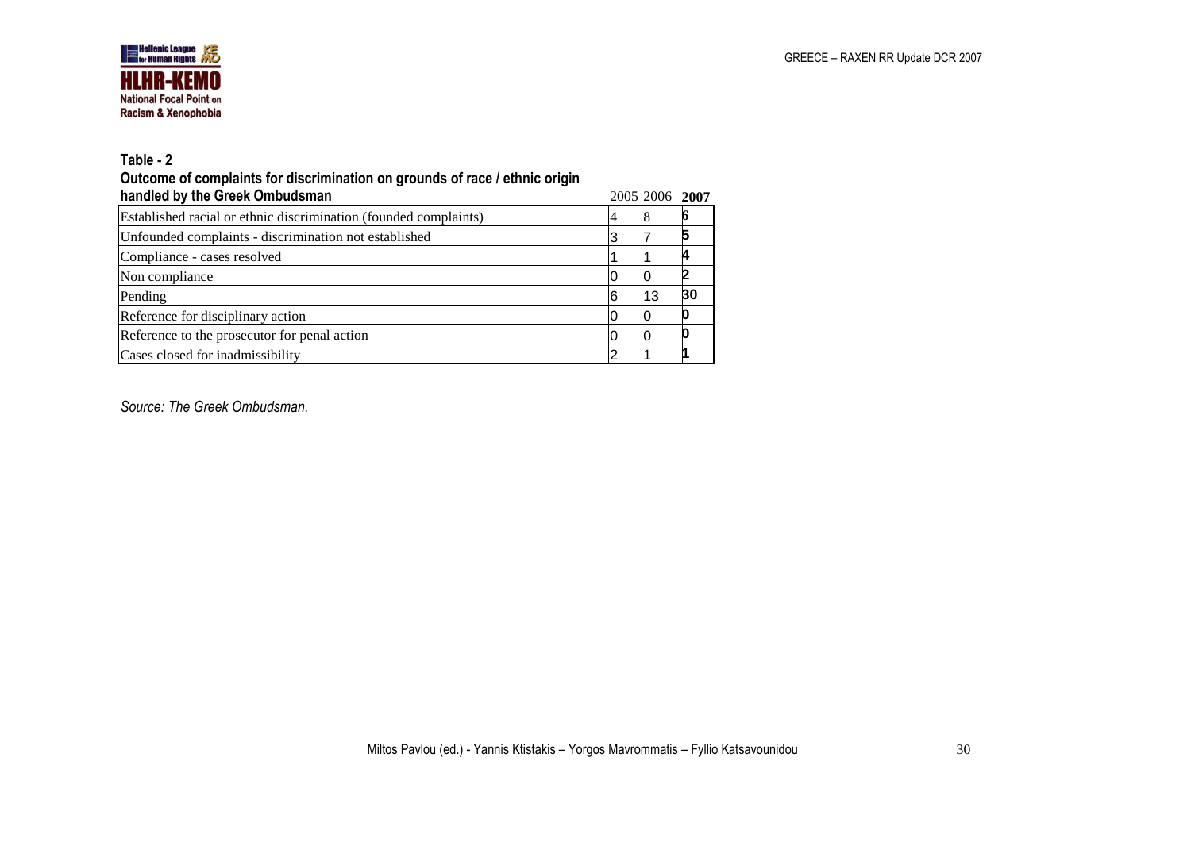**Table - 2**
**Outcome of complaints for discrimination on grounds of race / ethnic origin handled by the Greek Ombudsman**

| | 2005 | 2006 | **2007** |
|---|---|---|---|
| Established racial or ethnic discrimination (founded complaints) | 4 | 8 | **6** |
| Unfounded complaints - discrimination not established | 3 | 7 | **5** |
| Compliance - cases resolved | 1 | 1 | **4** |
| Non compliance | 0 | 0 | **2** |
| Pending | 6 | 13 | **30** |
| Reference for disciplinary action | 0 | 0 | **0** |
| Reference to the prosecutor for penal action | 0 | 0 | **0** |
| Cases closed for inadmissibility | 2 | 1 | **1** |

*Source: The Greek Ombudsman.*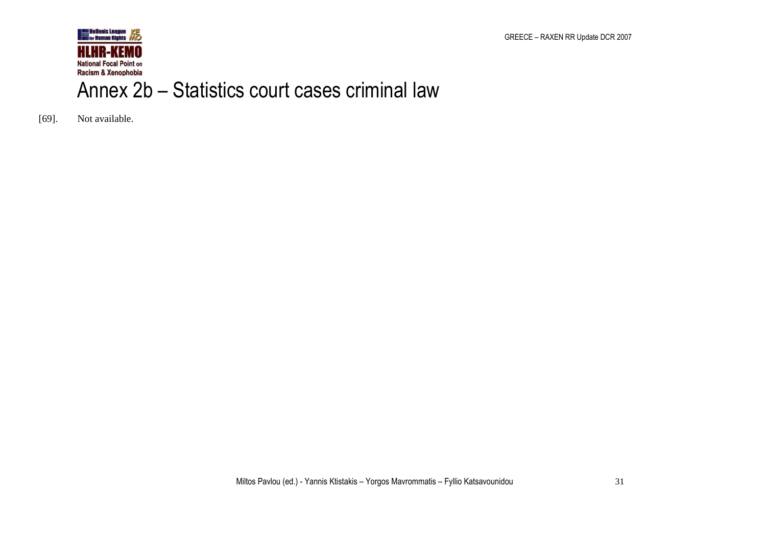# Annex 2b – Statistics court cases criminal law

[69]. Not available.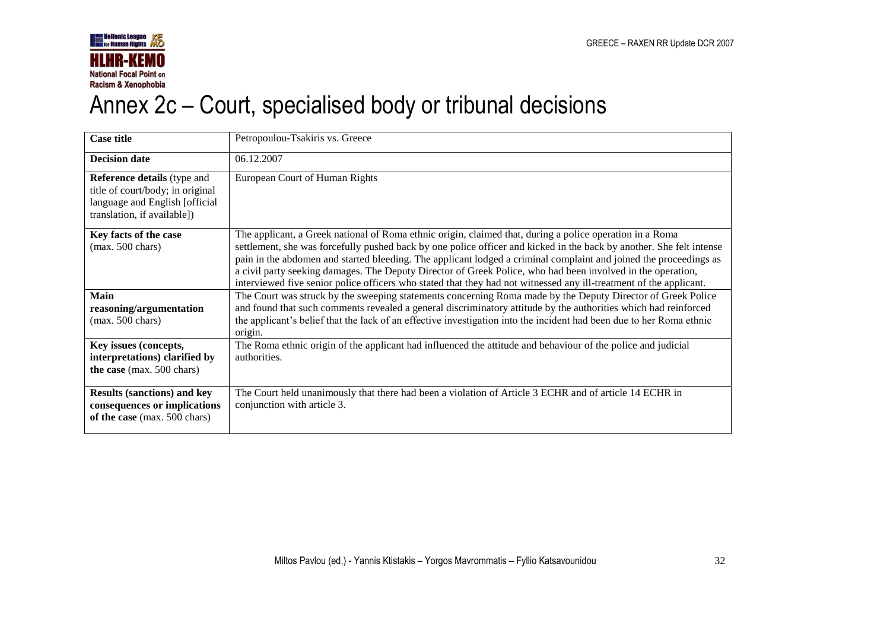# Annex 2c – Court, specialised body or tribunal decisions

| **Case title** | Petropoulou-Tsakiris vs. Greece |
|---|---|
| **Decision date** | 06.12.2007 |
| **Reference details** (type and title of court/body; in original language and English [official translation, if available]) | European Court of Human Rights |
| **Key facts of the case** (max. 500 chars) | The applicant, a Greek national of Roma ethnic origin, claimed that, during a police operation in a Roma settlement, she was forcefully pushed back by one police officer and kicked in the back by another. She felt intense pain in the abdomen and started bleeding. The applicant lodged a criminal complaint and joined the proceedings as a civil party seeking damages. The Deputy Director of Greek Police, who had been involved in the operation, interviewed five senior police officers who stated that they had not witnessed any ill-treatment of the applicant. |
| **Main reasoning/argumentation** (max. 500 chars) | The Court was struck by the sweeping statements concerning Roma made by the Deputy Director of Greek Police and found that such comments revealed a general discriminatory attitude by the authorities which had reinforced the applicant's belief that the lack of an effective investigation into the incident had been due to her Roma ethnic origin. |
| **Key issues (concepts, interpretations) clarified by the case** (max. 500 chars) | The Roma ethnic origin of the applicant had influenced the attitude and behaviour of the police and judicial authorities. |
| **Results (sanctions) and key consequences or implications of the case** (max. 500 chars) | The Court held unanimously that there had been a violation of Article 3 ECHR and of article 14 ECHR in conjunction with article 3. |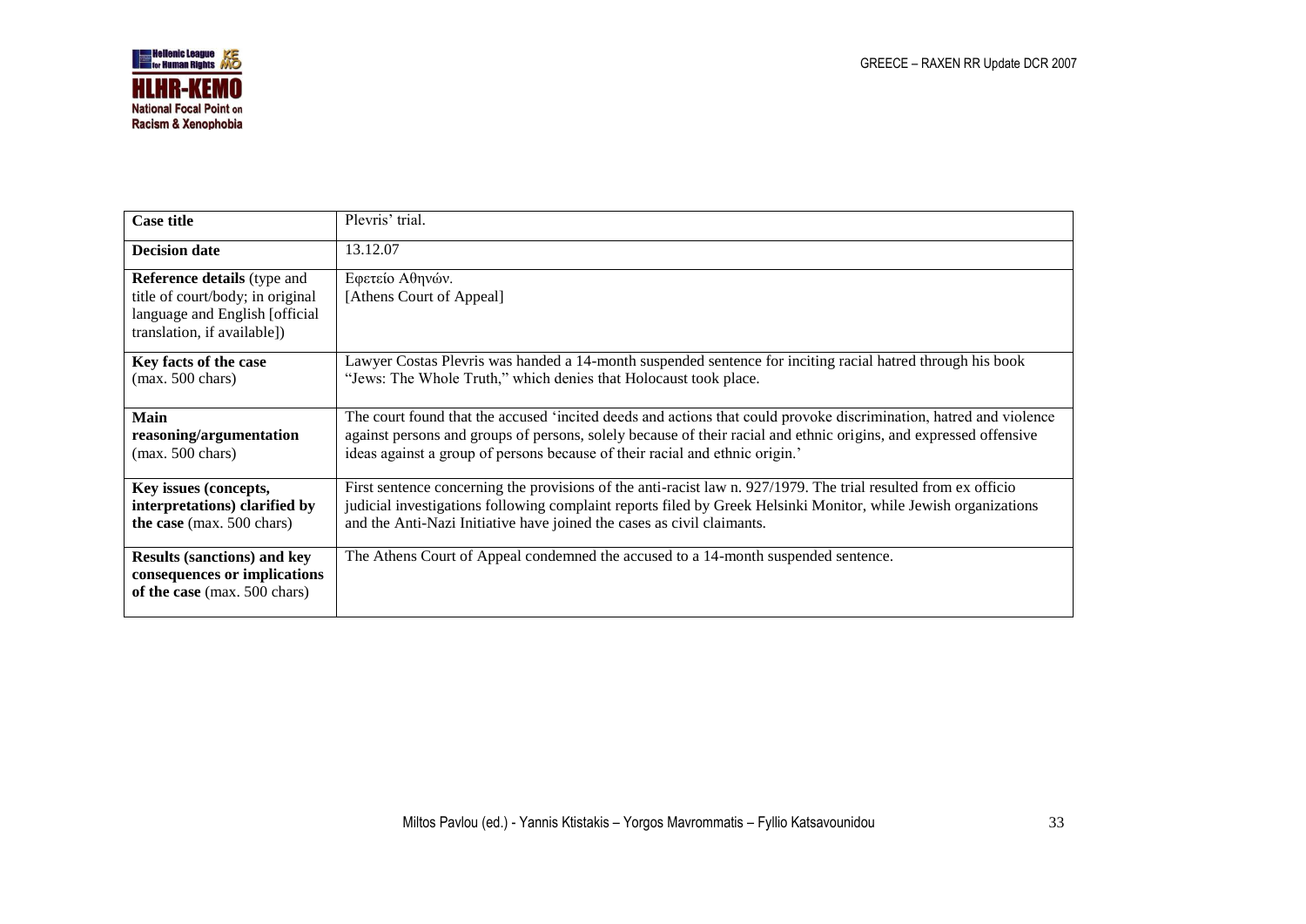| **Case title** | Plevris' trial. |
|---|---|
| **Decision date** | 13.12.07 |
| **Reference details** (type and title of court/body; in original language and English [official translation, if available]) | Εφετείο Αθηνών.<br>[Athens Court of Appeal] |
| **Key facts of the case** (max. 500 chars) | Lawyer Costas Plevris was handed a 14-month suspended sentence for inciting racial hatred through his book "Jews: The Whole Truth," which denies that Holocaust took place. |
| **Main reasoning/argumentation** (max. 500 chars) | The court found that the accused 'incited deeds and actions that could provoke discrimination, hatred and violence against persons and groups of persons, solely because of their racial and ethnic origins, and expressed offensive ideas against a group of persons because of their racial and ethnic origin.' |
| **Key issues (concepts, interpretations) clarified by the case** (max. 500 chars) | First sentence concerning the provisions of the anti-racist law n. 927/1979. The trial resulted from ex officio judicial investigations following complaint reports filed by Greek Helsinki Monitor, while Jewish organizations and the Anti-Nazi Initiative have joined the cases as civil claimants. |
| **Results (sanctions) and key consequences or implications of the case** (max. 500 chars) | The Athens Court of Appeal condemned the accused to a 14-month suspended sentence. |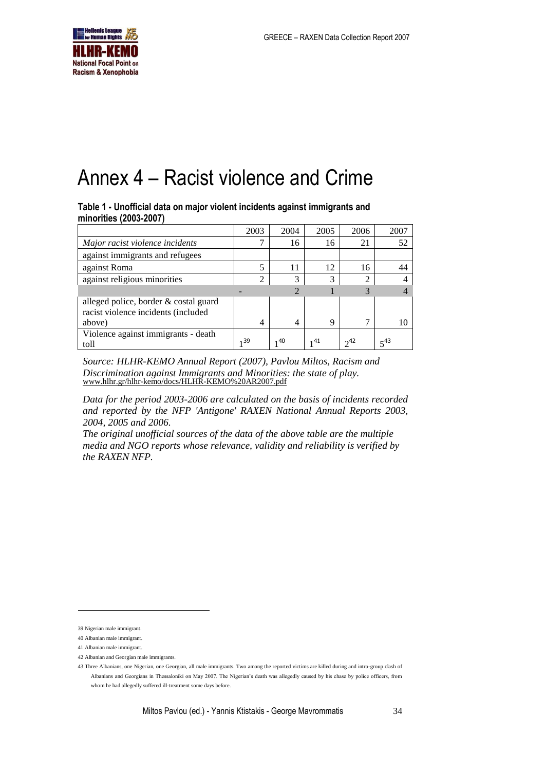# Annex 4 – Racist violence and Crime

**Table 1 - Unofficial data on major violent incidents against immigrants and minorities (2003-2007)**

| | 2003 | 2004 | 2005 | 2006 | 2007 |
|---|---|---|---|---|---|
| *Major racist violence incidents* | 7 | 16 | 16 | 21 | 52 |
| against immigrants and refugees | | | | | |
| against Roma | 5 | 11 | 12 | 16 | 44 |
| against religious minorities | 2 | 3 | 3 | 2 | 4 |
| | - | 2 | 1 | 3 | 4 |
| alleged police, border & costal guard racist violence incidents (included above) | 4 | 4 | 9 | 7 | 10 |
| Violence against immigrants - death toll | 1[39] | 1[40] | 1[41] | 2[42] | 5[43] |

*Source: HLHR-KEMO Annual Report (2007), Pavlou Miltos, Racism and Discrimination against Immigrants and Minorities: the state of play.* www.hlhr.gr/hlhr-kemo/docs/HLHR-KEMO%20AR2007.pdf

*Data for the period 2003-2006 are calculated on the basis of incidents recorded and reported by the NFP 'Antigone' RAXEN National Annual Reports 2003, 2004, 2005 and 2006.*

*The original unofficial sources of the data of the above table are the multiple media and NGO reports whose relevance, validity and reliability is verified by the RAXEN NFP.*

39 Nigerian male immigrant.

40 Albanian male immigrant.

41 Albanian male immigrant.

42 Albanian and Georgian male immigrants.

43 Three Albanians, one Nigerian, one Georgian, all male immigrants. Two among the reported victims are killed during and intra-group clash of Albanians and Georgians in Thessaloniki on May 2007. The Nigerian's death was allegedly caused by his chase by police officers, from whom he had allegedly suffered ill-treatment some days before.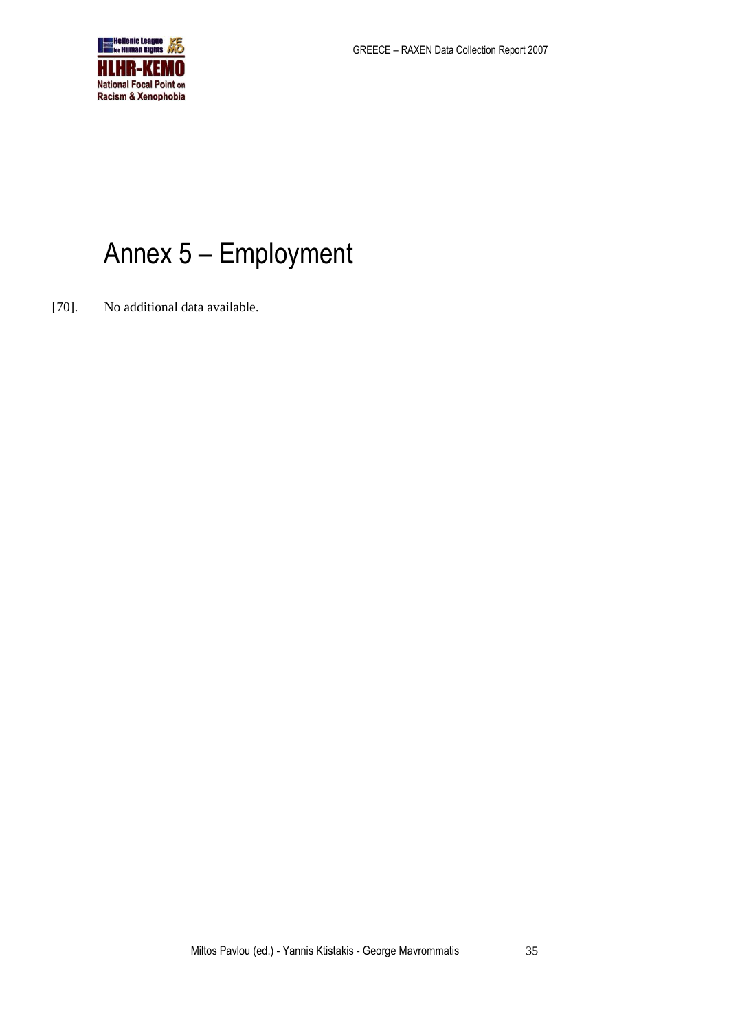# Annex 5 – Employment

[70]. No additional data available.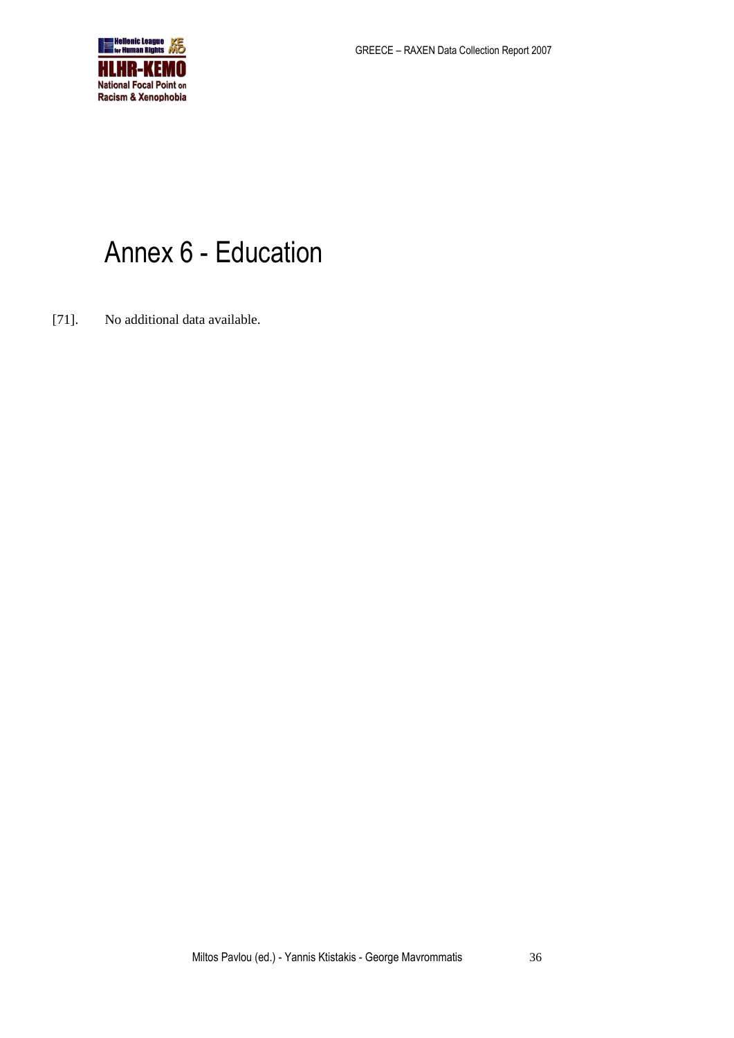# Annex 6 - Education

[71]. No additional data available.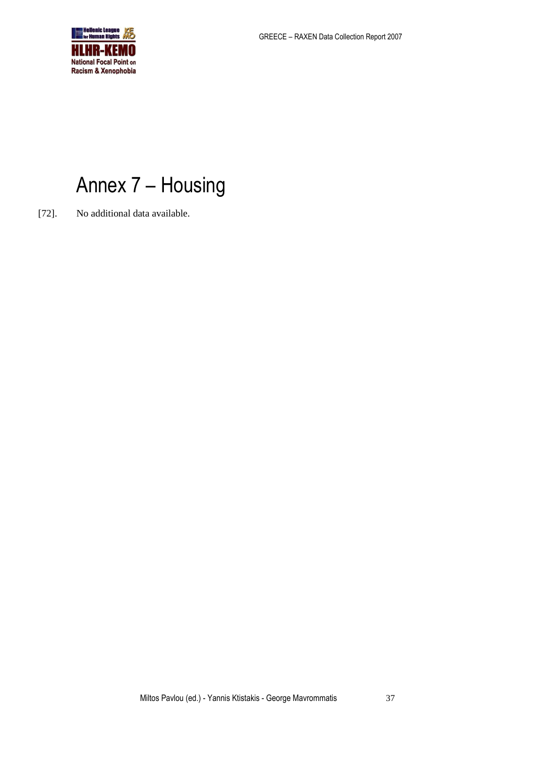# Annex 7 – Housing

[72]. No additional data available.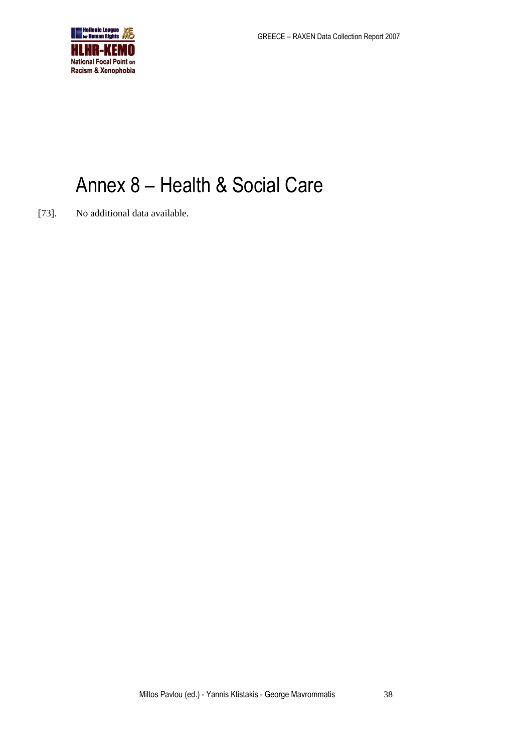# Annex 8 – Health & Social Care

[73]. No additional data available.